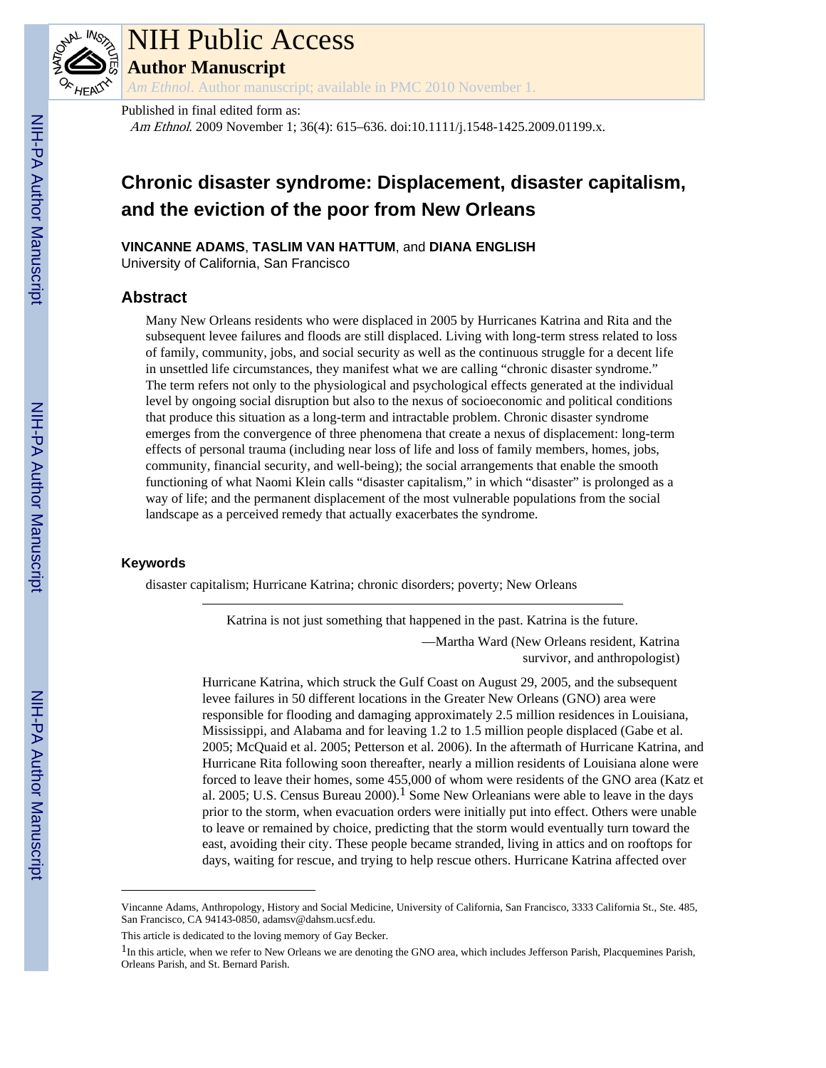# NIH Public Access

## Author Manuscript

*Am Ethnol*. Author manuscript; available in PMC 2010 November 1.

Published in final edited form as:

*Am Ethnol*. 2009 November 1; 36(4): 615–636. doi:10.1111/j.1548-1425.2009.01199.x.

# Chronic disaster syndrome: Displacement, disaster capitalism, and the eviction of the poor from New Orleans

**VINCANNE ADAMS**, **TASLIM VAN HATTUM**, and **DIANA ENGLISH**

University of California, San Francisco

## Abstract

Many New Orleans residents who were displaced in 2005 by Hurricanes Katrina and Rita and the subsequent levee failures and floods are still displaced. Living with long-term stress related to loss of family, community, jobs, and social security as well as the continuous struggle for a decent life in unsettled life circumstances, they manifest what we are calling "chronic disaster syndrome." The term refers not only to the physiological and psychological effects generated at the individual level by ongoing social disruption but also to the nexus of socioeconomic and political conditions that produce this situation as a long-term and intractable problem. Chronic disaster syndrome emerges from the convergence of three phenomena that create a nexus of displacement: long-term effects of personal trauma (including near loss of life and loss of family members, homes, jobs, community, financial security, and well-being); the social arrangements that enable the smooth functioning of what Naomi Klein calls "disaster capitalism," in which "disaster" is prolonged as a way of life; and the permanent displacement of the most vulnerable populations from the social landscape as a perceived remedy that actually exacerbates the syndrome.

### Keywords

disaster capitalism; Hurricane Katrina; chronic disorders; poverty; New Orleans

> Katrina is not just something that happened in the past. Katrina is the future.
>
> —Martha Ward (New Orleans resident, Katrina survivor, and anthropologist)

Hurricane Katrina, which struck the Gulf Coast on August 29, 2005, and the subsequent levee failures in 50 different locations in the Greater New Orleans (GNO) area were responsible for flooding and damaging approximately 2.5 million residences in Louisiana, Mississippi, and Alabama and for leaving 1.2 to 1.5 million people displaced (Gabe et al. 2005; McQuaid et al. 2005; Petterson et al. 2006). In the aftermath of Hurricane Katrina, and Hurricane Rita following soon thereafter, nearly a million residents of Louisiana alone were forced to leave their homes, some 455,000 of whom were residents of the GNO area (Katz et al. 2005; U.S. Census Bureau 2000).[1] Some New Orleanians were able to leave in the days prior to the storm, when evacuation orders were initially put into effect. Others were unable to leave or remained by choice, predicting that the storm would eventually turn toward the east, avoiding their city. These people became stranded, living in attics and on rooftops for days, waiting for rescue, and trying to help rescue others. Hurricane Katrina affected over

---

Vincanne Adams, Anthropology, History and Social Medicine, University of California, San Francisco, 3333 California St., Ste. 485, San Francisco, CA 94143-0850, adamsv@dahsm.ucsf.edu.

This article is dedicated to the loving memory of Gay Becker.

[1]In this article, when we refer to New Orleans we are denoting the GNO area, which includes Jefferson Parish, Placquemines Parish, Orleans Parish, and St. Bernard Parish.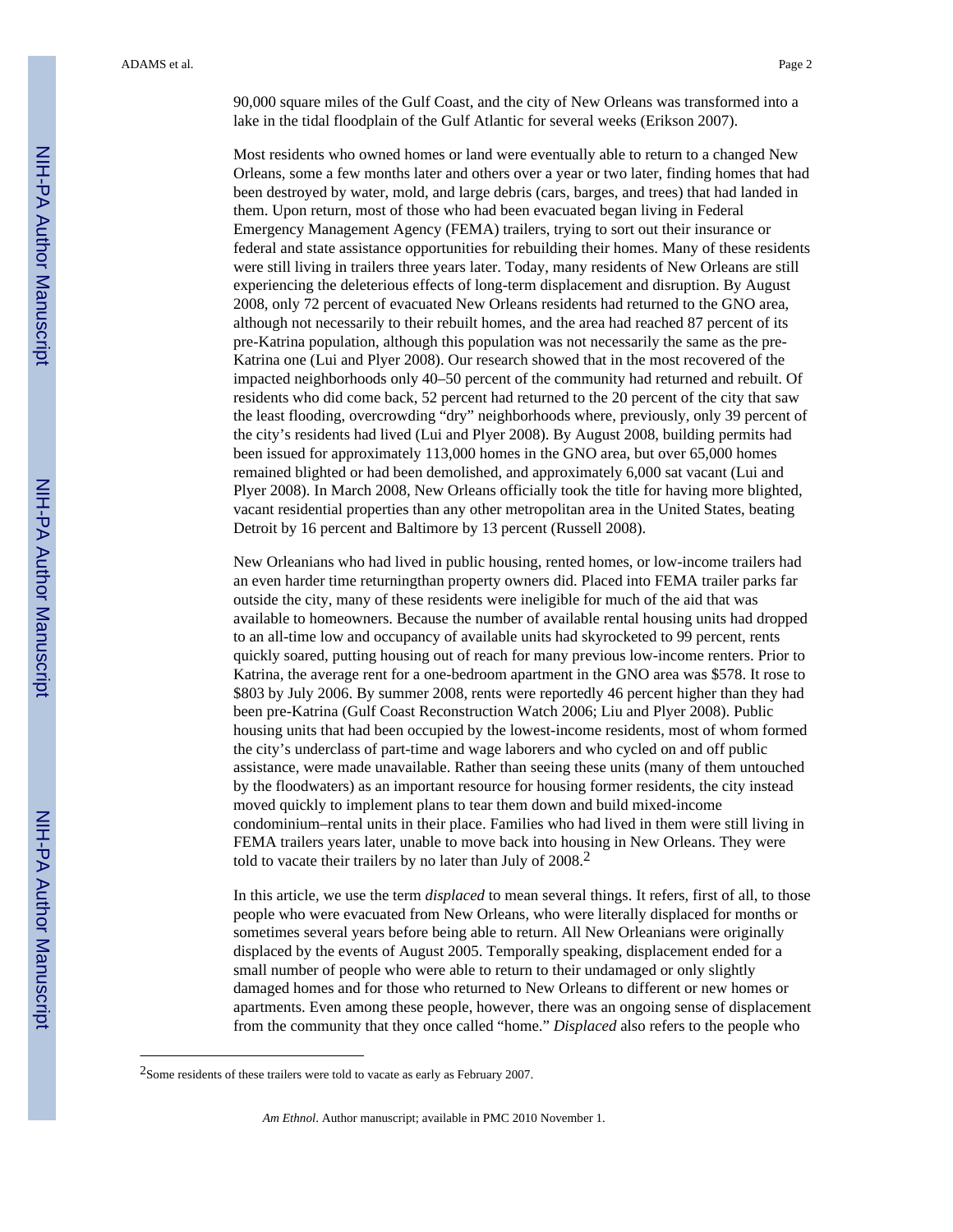90,000 square miles of the Gulf Coast, and the city of New Orleans was transformed into a lake in the tidal floodplain of the Gulf Atlantic for several weeks (Erikson 2007).

Most residents who owned homes or land were eventually able to return to a changed New Orleans, some a few months later and others over a year or two later, finding homes that had been destroyed by water, mold, and large debris (cars, barges, and trees) that had landed in them. Upon return, most of those who had been evacuated began living in Federal Emergency Management Agency (FEMA) trailers, trying to sort out their insurance or federal and state assistance opportunities for rebuilding their homes. Many of these residents were still living in trailers three years later. Today, many residents of New Orleans are still experiencing the deleterious effects of long-term displacement and disruption. By August 2008, only 72 percent of evacuated New Orleans residents had returned to the GNO area, although not necessarily to their rebuilt homes, and the area had reached 87 percent of its pre-Katrina population, although this population was not necessarily the same as the pre-Katrina one (Lui and Plyer 2008). Our research showed that in the most recovered of the impacted neighborhoods only 40–50 percent of the community had returned and rebuilt. Of residents who did come back, 52 percent had returned to the 20 percent of the city that saw the least flooding, overcrowding "dry" neighborhoods where, previously, only 39 percent of the city's residents had lived (Lui and Plyer 2008). By August 2008, building permits had been issued for approximately 113,000 homes in the GNO area, but over 65,000 homes remained blighted or had been demolished, and approximately 6,000 sat vacant (Lui and Plyer 2008). In March 2008, New Orleans officially took the title for having more blighted, vacant residential properties than any other metropolitan area in the United States, beating Detroit by 16 percent and Baltimore by 13 percent (Russell 2008).

New Orleanians who had lived in public housing, rented homes, or low-income trailers had an even harder time returningthan property owners did. Placed into FEMA trailer parks far outside the city, many of these residents were ineligible for much of the aid that was available to homeowners. Because the number of available rental housing units had dropped to an all-time low and occupancy of available units had skyrocketed to 99 percent, rents quickly soared, putting housing out of reach for many previous low-income renters. Prior to Katrina, the average rent for a one-bedroom apartment in the GNO area was $578. It rose to $803 by July 2006. By summer 2008, rents were reportedly 46 percent higher than they had been pre-Katrina (Gulf Coast Reconstruction Watch 2006; Liu and Plyer 2008). Public housing units that had been occupied by the lowest-income residents, most of whom formed the city's underclass of part-time and wage laborers and who cycled on and off public assistance, were made unavailable. Rather than seeing these units (many of them untouched by the floodwaters) as an important resource for housing former residents, the city instead moved quickly to implement plans to tear them down and build mixed-income condominium–rental units in their place. Families who had lived in them were still living in FEMA trailers years later, unable to move back into housing in New Orleans. They were told to vacate their trailers by no later than July of 2008.[2]

In this article, we use the term *displaced* to mean several things. It refers, first of all, to those people who were evacuated from New Orleans, who were literally displaced for months or sometimes several years before being able to return. All New Orleanians were originally displaced by the events of August 2005. Temporally speaking, displacement ended for a small number of people who were able to return to their undamaged or only slightly damaged homes and for those who returned to New Orleans to different or new homes or apartments. Even among these people, however, there was an ongoing sense of displacement from the community that they once called "home." *Displaced* also refers to the people who

[2]Some residents of these trailers were told to vacate as early as February 2007.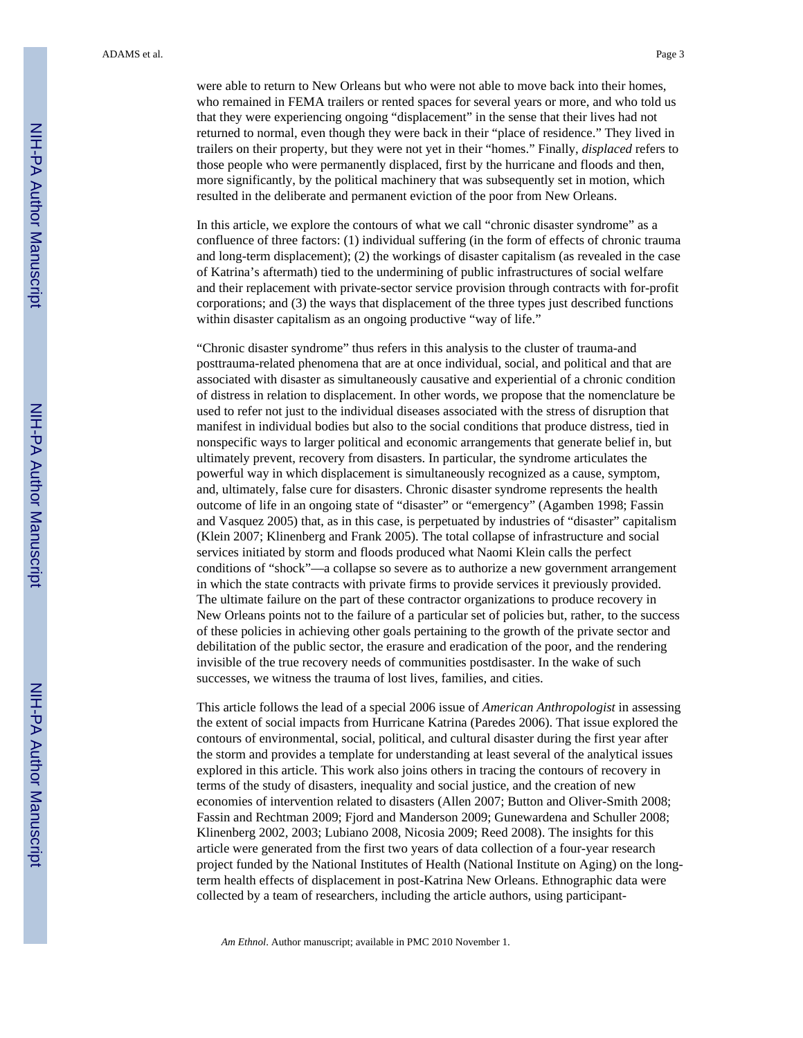were able to return to New Orleans but who were not able to move back into their homes, who remained in FEMA trailers or rented spaces for several years or more, and who told us that they were experiencing ongoing "displacement" in the sense that their lives had not returned to normal, even though they were back in their "place of residence." They lived in trailers on their property, but they were not yet in their "homes." Finally, *displaced* refers to those people who were permanently displaced, first by the hurricane and floods and then, more significantly, by the political machinery that was subsequently set in motion, which resulted in the deliberate and permanent eviction of the poor from New Orleans.

In this article, we explore the contours of what we call "chronic disaster syndrome" as a confluence of three factors: (1) individual suffering (in the form of effects of chronic trauma and long-term displacement); (2) the workings of disaster capitalism (as revealed in the case of Katrina's aftermath) tied to the undermining of public infrastructures of social welfare and their replacement with private-sector service provision through contracts with for-profit corporations; and (3) the ways that displacement of the three types just described functions within disaster capitalism as an ongoing productive "way of life."

"Chronic disaster syndrome" thus refers in this analysis to the cluster of trauma-and posttrauma-related phenomena that are at once individual, social, and political and that are associated with disaster as simultaneously causative and experiential of a chronic condition of distress in relation to displacement. In other words, we propose that the nomenclature be used to refer not just to the individual diseases associated with the stress of disruption that manifest in individual bodies but also to the social conditions that produce distress, tied in nonspecific ways to larger political and economic arrangements that generate belief in, but ultimately prevent, recovery from disasters. In particular, the syndrome articulates the powerful way in which displacement is simultaneously recognized as a cause, symptom, and, ultimately, false cure for disasters. Chronic disaster syndrome represents the health outcome of life in an ongoing state of "disaster" or "emergency" (Agamben 1998; Fassin and Vasquez 2005) that, as in this case, is perpetuated by industries of "disaster" capitalism (Klein 2007; Klinenberg and Frank 2005). The total collapse of infrastructure and social services initiated by storm and floods produced what Naomi Klein calls the perfect conditions of "shock"—a collapse so severe as to authorize a new government arrangement in which the state contracts with private firms to provide services it previously provided. The ultimate failure on the part of these contractor organizations to produce recovery in New Orleans points not to the failure of a particular set of policies but, rather, to the success of these policies in achieving other goals pertaining to the growth of the private sector and debilitation of the public sector, the erasure and eradication of the poor, and the rendering invisible of the true recovery needs of communities postdisaster. In the wake of such successes, we witness the trauma of lost lives, families, and cities.

This article follows the lead of a special 2006 issue of *American Anthropologist* in assessing the extent of social impacts from Hurricane Katrina (Paredes 2006). That issue explored the contours of environmental, social, political, and cultural disaster during the first year after the storm and provides a template for understanding at least several of the analytical issues explored in this article. This work also joins others in tracing the contours of recovery in terms of the study of disasters, inequality and social justice, and the creation of new economies of intervention related to disasters (Allen 2007; Button and Oliver-Smith 2008; Fassin and Rechtman 2009; Fjord and Manderson 2009; Gunewardena and Schuller 2008; Klinenberg 2002, 2003; Lubiano 2008, Nicosia 2009; Reed 2008). The insights for this article were generated from the first two years of data collection of a four-year research project funded by the National Institutes of Health (National Institute on Aging) on the long-term health effects of displacement in post-Katrina New Orleans. Ethnographic data were collected by a team of researchers, including the article authors, using participant-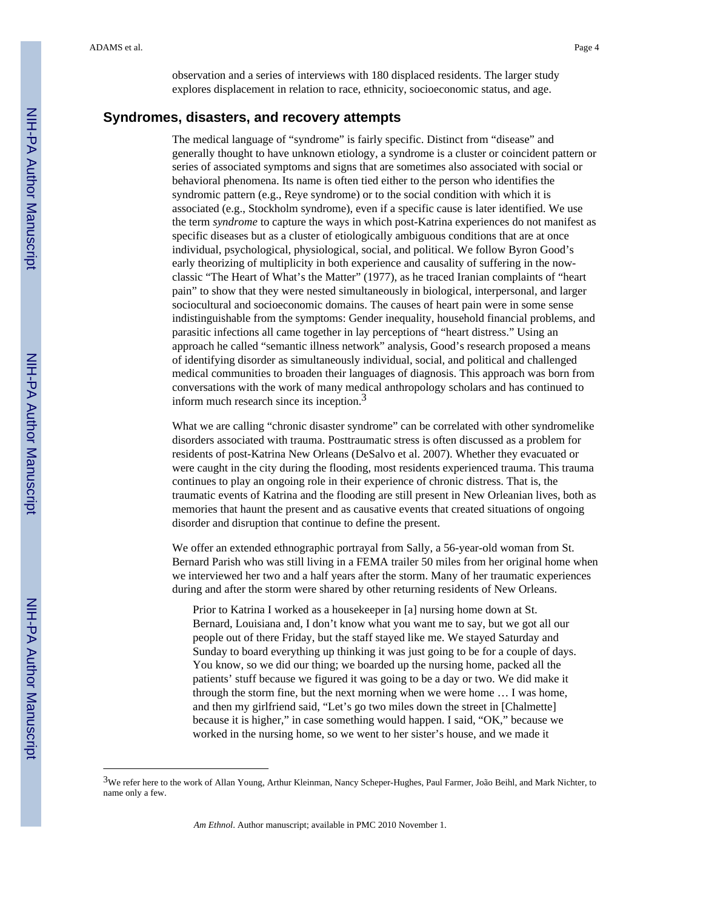observation and a series of interviews with 180 displaced residents. The larger study explores displacement in relation to race, ethnicity, socioeconomic status, and age.

## Syndromes, disasters, and recovery attempts

The medical language of "syndrome" is fairly specific. Distinct from "disease" and generally thought to have unknown etiology, a syndrome is a cluster or coincident pattern or series of associated symptoms and signs that are sometimes also associated with social or behavioral phenomena. Its name is often tied either to the person who identifies the syndromic pattern (e.g., Reye syndrome) or to the social condition with which it is associated (e.g., Stockholm syndrome), even if a specific cause is later identified. We use the term *syndrome* to capture the ways in which post-Katrina experiences do not manifest as specific diseases but as a cluster of etiologically ambiguous conditions that are at once individual, psychological, physiological, social, and political. We follow Byron Good's early theorizing of multiplicity in both experience and causality of suffering in the now-classic "The Heart of What's the Matter" (1977), as he traced Iranian complaints of "heart pain" to show that they were nested simultaneously in biological, interpersonal, and larger sociocultural and socioeconomic domains. The causes of heart pain were in some sense indistinguishable from the symptoms: Gender inequality, household financial problems, and parasitic infections all came together in lay perceptions of "heart distress." Using an approach he called "semantic illness network" analysis, Good's research proposed a means of identifying disorder as simultaneously individual, social, and political and challenged medical communities to broaden their languages of diagnosis. This approach was born from conversations with the work of many medical anthropology scholars and has continued to inform much research since its inception.[3]

What we are calling "chronic disaster syndrome" can be correlated with other syndromelike disorders associated with trauma. Posttraumatic stress is often discussed as a problem for residents of post-Katrina New Orleans (DeSalvo et al. 2007). Whether they evacuated or were caught in the city during the flooding, most residents experienced trauma. This trauma continues to play an ongoing role in their experience of chronic distress. That is, the traumatic events of Katrina and the flooding are still present in New Orleanian lives, both as memories that haunt the present and as causative events that created situations of ongoing disorder and disruption that continue to define the present.

We offer an extended ethnographic portrayal from Sally, a 56-year-old woman from St. Bernard Parish who was still living in a FEMA trailer 50 miles from her original home when we interviewed her two and a half years after the storm. Many of her traumatic experiences during and after the storm were shared by other returning residents of New Orleans.

> Prior to Katrina I worked as a housekeeper in [a] nursing home down at St. Bernard, Louisiana and, I don't know what you want me to say, but we got all our people out of there Friday, but the staff stayed like me. We stayed Saturday and Sunday to board everything up thinking it was just going to be for a couple of days. You know, so we did our thing; we boarded up the nursing home, packed all the patients' stuff because we figured it was going to be a day or two. We did make it through the storm fine, but the next morning when we were home … I was home, and then my girlfriend said, "Let's go two miles down the street in [Chalmette] because it is higher," in case something would happen. I said, "OK," because we worked in the nursing home, so we went to her sister's house, and we made it

[3]We refer here to the work of Allan Young, Arthur Kleinman, Nancy Scheper-Hughes, Paul Farmer, João Beihl, and Mark Nichter, to name only a few.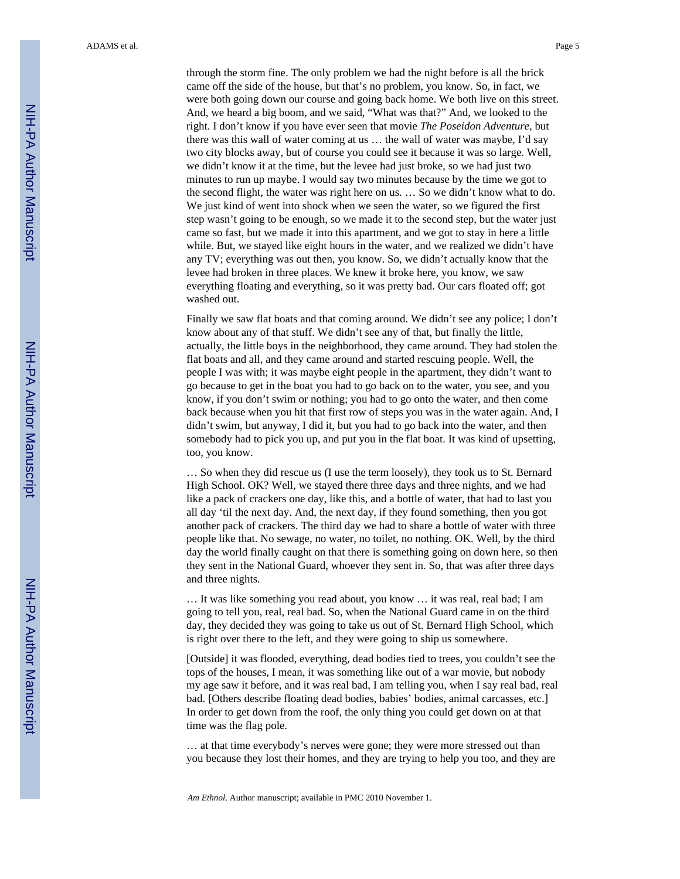through the storm fine. The only problem we had the night before is all the brick came off the side of the house, but that's no problem, you know. So, in fact, we were both going down our course and going back home. We both live on this street. And, we heard a big boom, and we said, "What was that?" And, we looked to the right. I don't know if you have ever seen that movie *The Poseidon Adventure*, but there was this wall of water coming at us … the wall of water was maybe, I'd say two city blocks away, but of course you could see it because it was so large. Well, we didn't know it at the time, but the levee had just broke, so we had just two minutes to run up maybe. I would say two minutes because by the time we got to the second flight, the water was right here on us. … So we didn't know what to do. We just kind of went into shock when we seen the water, so we figured the first step wasn't going to be enough, so we made it to the second step, but the water just came so fast, but we made it into this apartment, and we got to stay in here a little while. But, we stayed like eight hours in the water, and we realized we didn't have any TV; everything was out then, you know. So, we didn't actually know that the levee had broken in three places. We knew it broke here, you know, we saw everything floating and everything, so it was pretty bad. Our cars floated off; got washed out.

Finally we saw flat boats and that coming around. We didn't see any police; I don't know about any of that stuff. We didn't see any of that, but finally the little, actually, the little boys in the neighborhood, they came around. They had stolen the flat boats and all, and they came around and started rescuing people. Well, the people I was with; it was maybe eight people in the apartment, they didn't want to go because to get in the boat you had to go back on to the water, you see, and you know, if you don't swim or nothing; you had to go onto the water, and then come back because when you hit that first row of steps you was in the water again. And, I didn't swim, but anyway, I did it, but you had to go back into the water, and then somebody had to pick you up, and put you in the flat boat. It was kind of upsetting, too, you know.

… So when they did rescue us (I use the term loosely), they took us to St. Bernard High School. OK? Well, we stayed there three days and three nights, and we had like a pack of crackers one day, like this, and a bottle of water, that had to last you all day 'til the next day. And, the next day, if they found something, then you got another pack of crackers. The third day we had to share a bottle of water with three people like that. No sewage, no water, no toilet, no nothing. OK. Well, by the third day the world finally caught on that there is something going on down here, so then they sent in the National Guard, whoever they sent in. So, that was after three days and three nights.

… It was like something you read about, you know … it was real, real bad; I am going to tell you, real, real bad. So, when the National Guard came in on the third day, they decided they was going to take us out of St. Bernard High School, which is right over there to the left, and they were going to ship us somewhere.

[Outside] it was flooded, everything, dead bodies tied to trees, you couldn't see the tops of the houses, I mean, it was something like out of a war movie, but nobody my age saw it before, and it was real bad, I am telling you, when I say real bad, real bad. [Others describe floating dead bodies, babies' bodies, animal carcasses, etc.] In order to get down from the roof, the only thing you could get down on at that time was the flag pole.

… at that time everybody's nerves were gone; they were more stressed out than you because they lost their homes, and they are trying to help you too, and they are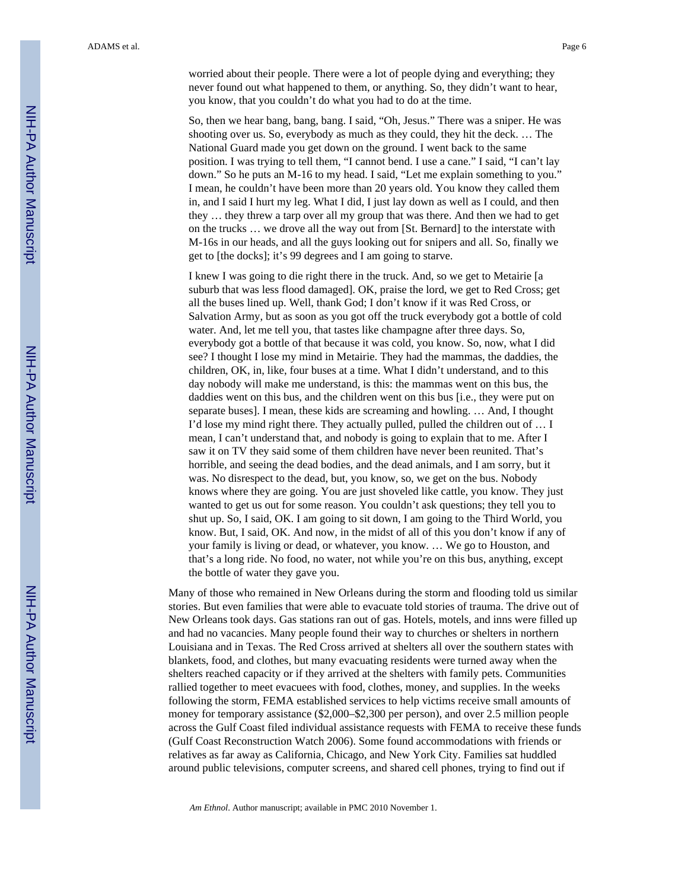worried about their people. There were a lot of people dying and everything; they never found out what happened to them, or anything. So, they didn't want to hear, you know, that you couldn't do what you had to do at the time.

> So, then we hear bang, bang, bang. I said, "Oh, Jesus." There was a sniper. He was shooting over us. So, everybody as much as they could, they hit the deck. … The National Guard made you get down on the ground. I went back to the same position. I was trying to tell them, "I cannot bend. I use a cane." I said, "I can't lay down." So he puts an M-16 to my head. I said, "Let me explain something to you." I mean, he couldn't have been more than 20 years old. You know they called them in, and I said I hurt my leg. What I did, I just lay down as well as I could, and then they … they threw a tarp over all my group that was there. And then we had to get on the trucks … we drove all the way out from [St. Bernard] to the interstate with M-16s in our heads, and all the guys looking out for snipers and all. So, finally we get to [the docks]; it's 99 degrees and I am going to starve.

> I knew I was going to die right there in the truck. And, so we get to Metairie [a suburb that was less flood damaged]. OK, praise the lord, we get to Red Cross; get all the buses lined up. Well, thank God; I don't know if it was Red Cross, or Salvation Army, but as soon as you got off the truck everybody got a bottle of cold water. And, let me tell you, that tastes like champagne after three days. So, everybody got a bottle of that because it was cold, you know. So, now, what I did see? I thought I lose my mind in Metairie. They had the mammas, the daddies, the children, OK, in, like, four buses at a time. What I didn't understand, and to this day nobody will make me understand, is this: the mammas went on this bus, the daddies went on this bus, and the children went on this bus [i.e., they were put on separate buses]. I mean, these kids are screaming and howling. … And, I thought I'd lose my mind right there. They actually pulled, pulled the children out of … I mean, I can't understand that, and nobody is going to explain that to me. After I saw it on TV they said some of them children have never been reunited. That's horrible, and seeing the dead bodies, and the dead animals, and I am sorry, but it was. No disrespect to the dead, but, you know, so, we get on the bus. Nobody knows where they are going. You are just shoveled like cattle, you know. They just wanted to get us out for some reason. You couldn't ask questions; they tell you to shut up. So, I said, OK. I am going to sit down, I am going to the Third World, you know. But, I said, OK. And now, in the midst of all of this you don't know if any of your family is living or dead, or whatever, you know. … We go to Houston, and that's a long ride. No food, no water, not while you're on this bus, anything, except the bottle of water they gave you.

Many of those who remained in New Orleans during the storm and flooding told us similar stories. But even families that were able to evacuate told stories of trauma. The drive out of New Orleans took days. Gas stations ran out of gas. Hotels, motels, and inns were filled up and had no vacancies. Many people found their way to churches or shelters in northern Louisiana and in Texas. The Red Cross arrived at shelters all over the southern states with blankets, food, and clothes, but many evacuating residents were turned away when the shelters reached capacity or if they arrived at the shelters with family pets. Communities rallied together to meet evacuees with food, clothes, money, and supplies. In the weeks following the storm, FEMA established services to help victims receive small amounts of money for temporary assistance ($2,000–$2,300 per person), and over 2.5 million people across the Gulf Coast filed individual assistance requests with FEMA to receive these funds (Gulf Coast Reconstruction Watch 2006). Some found accommodations with friends or relatives as far away as California, Chicago, and New York City. Families sat huddled around public televisions, computer screens, and shared cell phones, trying to find out if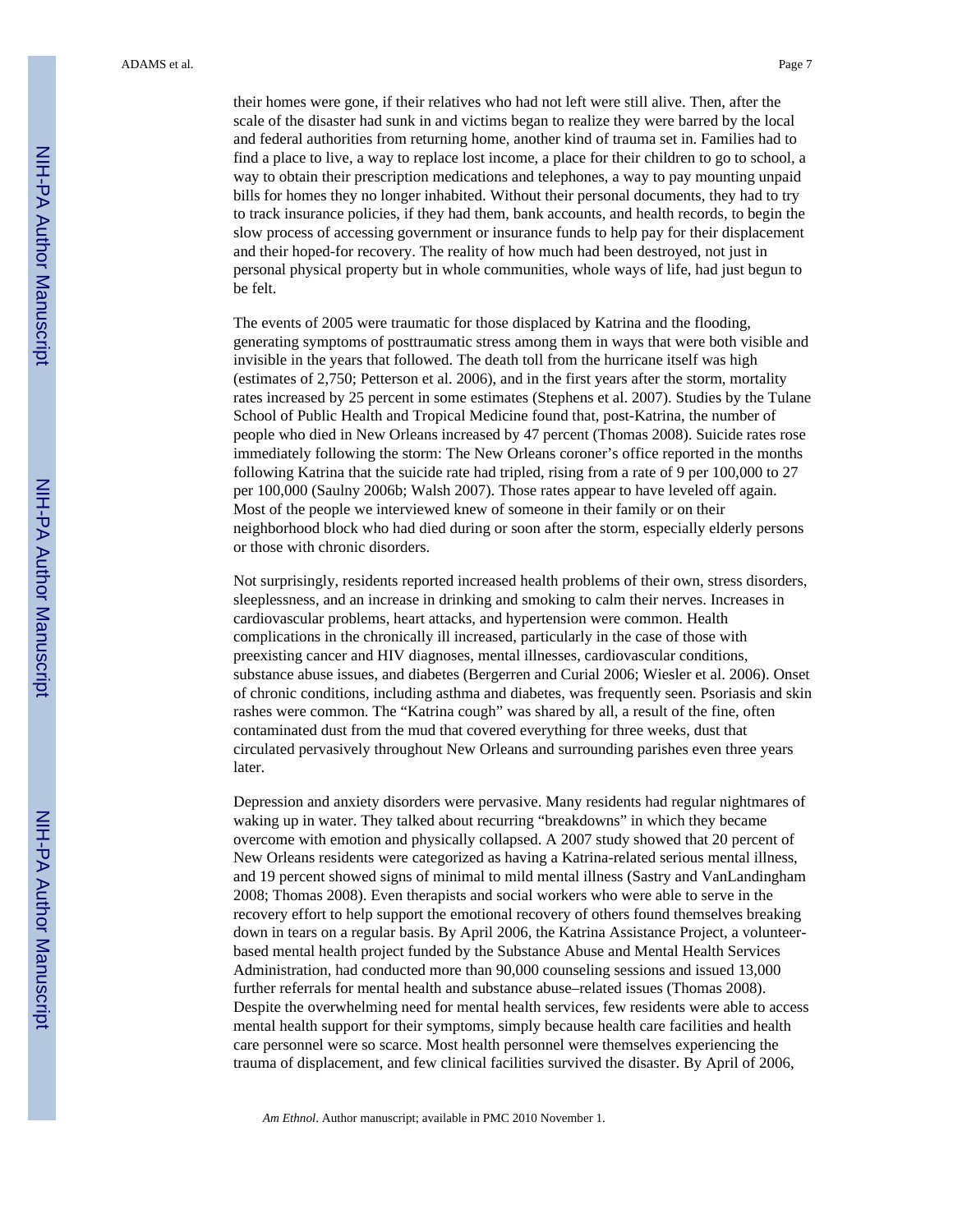their homes were gone, if their relatives who had not left were still alive. Then, after the scale of the disaster had sunk in and victims began to realize they were barred by the local and federal authorities from returning home, another kind of trauma set in. Families had to find a place to live, a way to replace lost income, a place for their children to go to school, a way to obtain their prescription medications and telephones, a way to pay mounting unpaid bills for homes they no longer inhabited. Without their personal documents, they had to try to track insurance policies, if they had them, bank accounts, and health records, to begin the slow process of accessing government or insurance funds to help pay for their displacement and their hoped-for recovery. The reality of how much had been destroyed, not just in personal physical property but in whole communities, whole ways of life, had just begun to be felt.

The events of 2005 were traumatic for those displaced by Katrina and the flooding, generating symptoms of posttraumatic stress among them in ways that were both visible and invisible in the years that followed. The death toll from the hurricane itself was high (estimates of 2,750; Petterson et al. 2006), and in the first years after the storm, mortality rates increased by 25 percent in some estimates (Stephens et al. 2007). Studies by the Tulane School of Public Health and Tropical Medicine found that, post-Katrina, the number of people who died in New Orleans increased by 47 percent (Thomas 2008). Suicide rates rose immediately following the storm: The New Orleans coroner's office reported in the months following Katrina that the suicide rate had tripled, rising from a rate of 9 per 100,000 to 27 per 100,000 (Saulny 2006b; Walsh 2007). Those rates appear to have leveled off again. Most of the people we interviewed knew of someone in their family or on their neighborhood block who had died during or soon after the storm, especially elderly persons or those with chronic disorders.

Not surprisingly, residents reported increased health problems of their own, stress disorders, sleeplessness, and an increase in drinking and smoking to calm their nerves. Increases in cardiovascular problems, heart attacks, and hypertension were common. Health complications in the chronically ill increased, particularly in the case of those with preexisting cancer and HIV diagnoses, mental illnesses, cardiovascular conditions, substance abuse issues, and diabetes (Bergerren and Curial 2006; Wiesler et al. 2006). Onset of chronic conditions, including asthma and diabetes, was frequently seen. Psoriasis and skin rashes were common. The "Katrina cough" was shared by all, a result of the fine, often contaminated dust from the mud that covered everything for three weeks, dust that circulated pervasively throughout New Orleans and surrounding parishes even three years later.

Depression and anxiety disorders were pervasive. Many residents had regular nightmares of waking up in water. They talked about recurring "breakdowns" in which they became overcome with emotion and physically collapsed. A 2007 study showed that 20 percent of New Orleans residents were categorized as having a Katrina-related serious mental illness, and 19 percent showed signs of minimal to mild mental illness (Sastry and VanLandingham 2008; Thomas 2008). Even therapists and social workers who were able to serve in the recovery effort to help support the emotional recovery of others found themselves breaking down in tears on a regular basis. By April 2006, the Katrina Assistance Project, a volunteer-based mental health project funded by the Substance Abuse and Mental Health Services Administration, had conducted more than 90,000 counseling sessions and issued 13,000 further referrals for mental health and substance abuse–related issues (Thomas 2008). Despite the overwhelming need for mental health services, few residents were able to access mental health support for their symptoms, simply because health care facilities and health care personnel were so scarce. Most health personnel were themselves experiencing the trauma of displacement, and few clinical facilities survived the disaster. By April of 2006,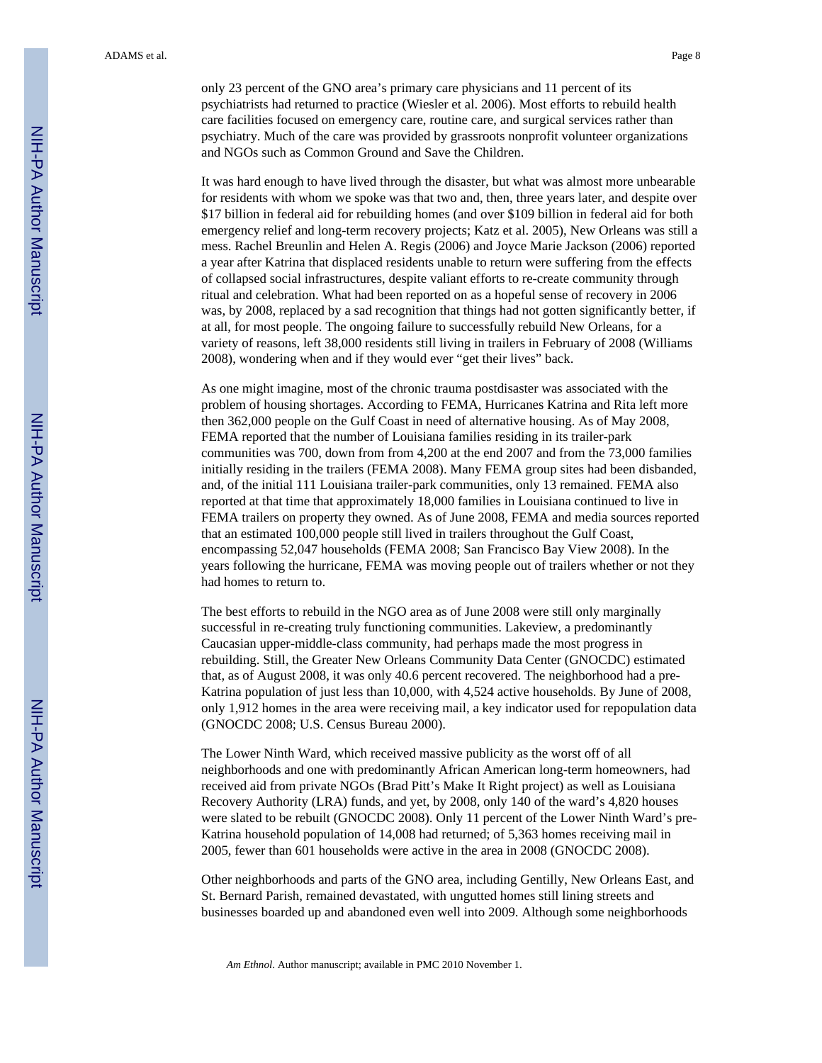only 23 percent of the GNO area's primary care physicians and 11 percent of its psychiatrists had returned to practice (Wiesler et al. 2006). Most efforts to rebuild health care facilities focused on emergency care, routine care, and surgical services rather than psychiatry. Much of the care was provided by grassroots nonprofit volunteer organizations and NGOs such as Common Ground and Save the Children.

It was hard enough to have lived through the disaster, but what was almost more unbearable for residents with whom we spoke was that two and, then, three years later, and despite over $17 billion in federal aid for rebuilding homes (and over $109 billion in federal aid for both emergency relief and long-term recovery projects; Katz et al. 2005), New Orleans was still a mess. Rachel Breunlin and Helen A. Regis (2006) and Joyce Marie Jackson (2006) reported a year after Katrina that displaced residents unable to return were suffering from the effects of collapsed social infrastructures, despite valiant efforts to re-create community through ritual and celebration. What had been reported on as a hopeful sense of recovery in 2006 was, by 2008, replaced by a sad recognition that things had not gotten significantly better, if at all, for most people. The ongoing failure to successfully rebuild New Orleans, for a variety of reasons, left 38,000 residents still living in trailers in February of 2008 (Williams 2008), wondering when and if they would ever "get their lives" back.

As one might imagine, most of the chronic trauma postdisaster was associated with the problem of housing shortages. According to FEMA, Hurricanes Katrina and Rita left more then 362,000 people on the Gulf Coast in need of alternative housing. As of May 2008, FEMA reported that the number of Louisiana families residing in its trailer-park communities was 700, down from from 4,200 at the end 2007 and from the 73,000 families initially residing in the trailers (FEMA 2008). Many FEMA group sites had been disbanded, and, of the initial 111 Louisiana trailer-park communities, only 13 remained. FEMA also reported at that time that approximately 18,000 families in Louisiana continued to live in FEMA trailers on property they owned. As of June 2008, FEMA and media sources reported that an estimated 100,000 people still lived in trailers throughout the Gulf Coast, encompassing 52,047 households (FEMA 2008; San Francisco Bay View 2008). In the years following the hurricane, FEMA was moving people out of trailers whether or not they had homes to return to.

The best efforts to rebuild in the NGO area as of June 2008 were still only marginally successful in re-creating truly functioning communities. Lakeview, a predominantly Caucasian upper-middle-class community, had perhaps made the most progress in rebuilding. Still, the Greater New Orleans Community Data Center (GNOCDC) estimated that, as of August 2008, it was only 40.6 percent recovered. The neighborhood had a pre-Katrina population of just less than 10,000, with 4,524 active households. By June of 2008, only 1,912 homes in the area were receiving mail, a key indicator used for repopulation data (GNOCDC 2008; U.S. Census Bureau 2000).

The Lower Ninth Ward, which received massive publicity as the worst off of all neighborhoods and one with predominantly African American long-term homeowners, had received aid from private NGOs (Brad Pitt's Make It Right project) as well as Louisiana Recovery Authority (LRA) funds, and yet, by 2008, only 140 of the ward's 4,820 houses were slated to be rebuilt (GNOCDC 2008). Only 11 percent of the Lower Ninth Ward's pre-Katrina household population of 14,008 had returned; of 5,363 homes receiving mail in 2005, fewer than 601 households were active in the area in 2008 (GNOCDC 2008).

Other neighborhoods and parts of the GNO area, including Gentilly, New Orleans East, and St. Bernard Parish, remained devastated, with ungutted homes still lining streets and businesses boarded up and abandoned even well into 2009. Although some neighborhoods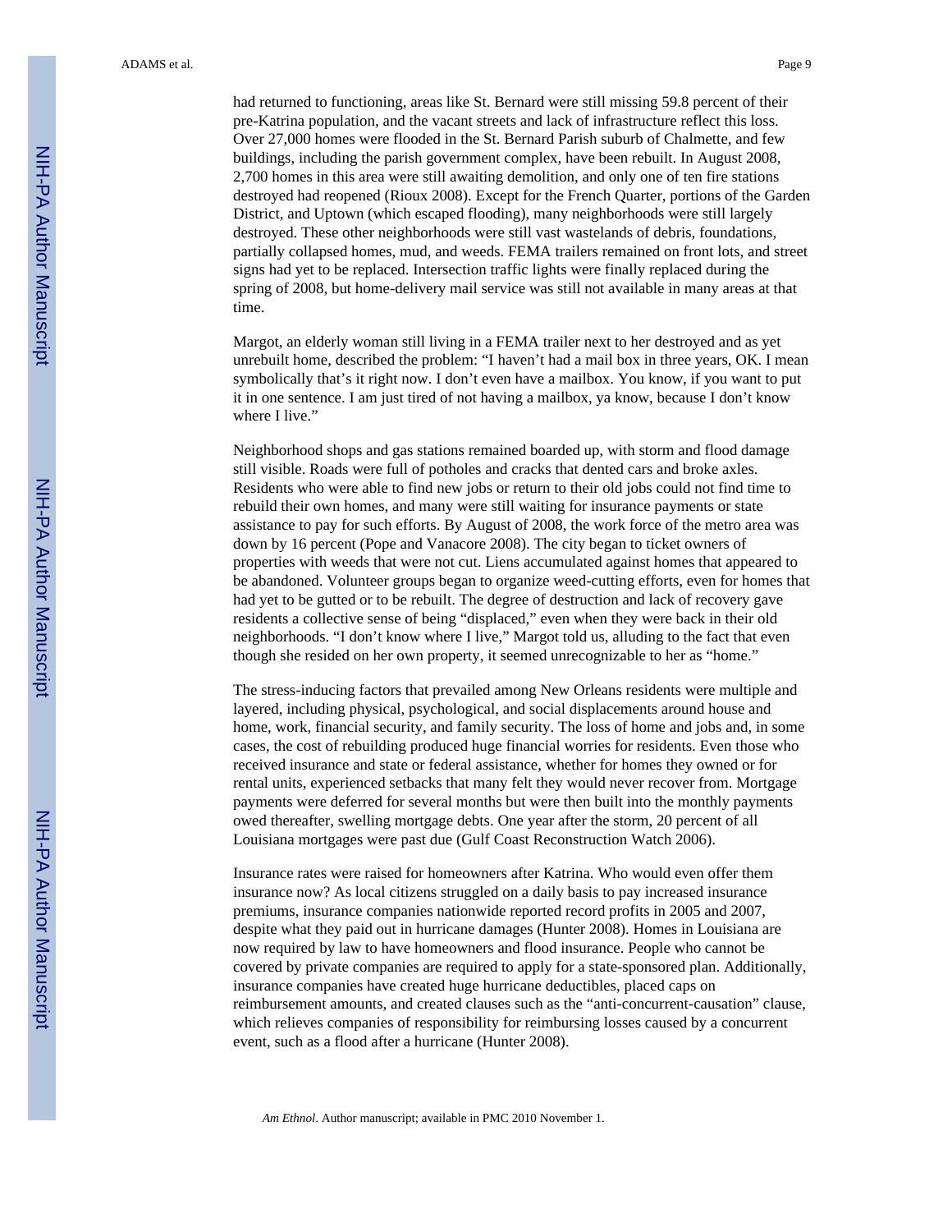had returned to functioning, areas like St. Bernard were still missing 59.8 percent of their pre-Katrina population, and the vacant streets and lack of infrastructure reflect this loss. Over 27,000 homes were flooded in the St. Bernard Parish suburb of Chalmette, and few buildings, including the parish government complex, have been rebuilt. In August 2008, 2,700 homes in this area were still awaiting demolition, and only one of ten fire stations destroyed had reopened (Rioux 2008). Except for the French Quarter, portions of the Garden District, and Uptown (which escaped flooding), many neighborhoods were still largely destroyed. These other neighborhoods were still vast wastelands of debris, foundations, partially collapsed homes, mud, and weeds. FEMA trailers remained on front lots, and street signs had yet to be replaced. Intersection traffic lights were finally replaced during the spring of 2008, but home-delivery mail service was still not available in many areas at that time.

Margot, an elderly woman still living in a FEMA trailer next to her destroyed and as yet unrebuilt home, described the problem: "I haven't had a mail box in three years, OK. I mean symbolically that's it right now. I don't even have a mailbox. You know, if you want to put it in one sentence. I am just tired of not having a mailbox, ya know, because I don't know where I live."

Neighborhood shops and gas stations remained boarded up, with storm and flood damage still visible. Roads were full of potholes and cracks that dented cars and broke axles. Residents who were able to find new jobs or return to their old jobs could not find time to rebuild their own homes, and many were still waiting for insurance payments or state assistance to pay for such efforts. By August of 2008, the work force of the metro area was down by 16 percent (Pope and Vanacore 2008). The city began to ticket owners of properties with weeds that were not cut. Liens accumulated against homes that appeared to be abandoned. Volunteer groups began to organize weed-cutting efforts, even for homes that had yet to be gutted or to be rebuilt. The degree of destruction and lack of recovery gave residents a collective sense of being "displaced," even when they were back in their old neighborhoods. "I don't know where I live," Margot told us, alluding to the fact that even though she resided on her own property, it seemed unrecognizable to her as "home."

The stress-inducing factors that prevailed among New Orleans residents were multiple and layered, including physical, psychological, and social displacements around house and home, work, financial security, and family security. The loss of home and jobs and, in some cases, the cost of rebuilding produced huge financial worries for residents. Even those who received insurance and state or federal assistance, whether for homes they owned or for rental units, experienced setbacks that many felt they would never recover from. Mortgage payments were deferred for several months but were then built into the monthly payments owed thereafter, swelling mortgage debts. One year after the storm, 20 percent of all Louisiana mortgages were past due (Gulf Coast Reconstruction Watch 2006).

Insurance rates were raised for homeowners after Katrina. Who would even offer them insurance now? As local citizens struggled on a daily basis to pay increased insurance premiums, insurance companies nationwide reported record profits in 2005 and 2007, despite what they paid out in hurricane damages (Hunter 2008). Homes in Louisiana are now required by law to have homeowners and flood insurance. People who cannot be covered by private companies are required to apply for a state-sponsored plan. Additionally, insurance companies have created huge hurricane deductibles, placed caps on reimbursement amounts, and created clauses such as the "anti-concurrent-causation" clause, which relieves companies of responsibility for reimbursing losses caused by a concurrent event, such as a flood after a hurricane (Hunter 2008).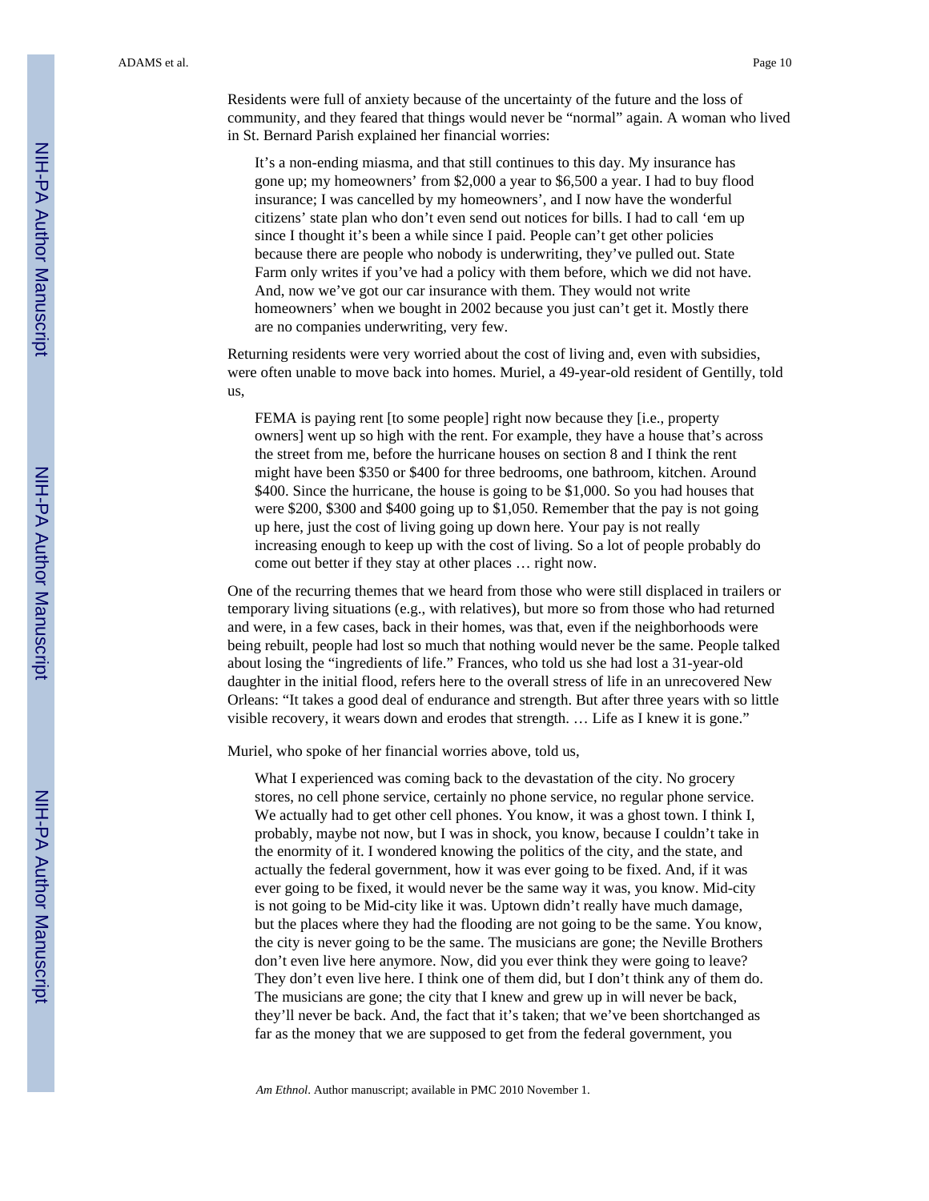Residents were full of anxiety because of the uncertainty of the future and the loss of community, and they feared that things would never be "normal" again. A woman who lived in St. Bernard Parish explained her financial worries:

> It's a non-ending miasma, and that still continues to this day. My insurance has gone up; my homeowners' from $2,000 a year to $6,500 a year. I had to buy flood insurance; I was cancelled by my homeowners', and I now have the wonderful citizens' state plan who don't even send out notices for bills. I had to call 'em up since I thought it's been a while since I paid. People can't get other policies because there are people who nobody is underwriting, they've pulled out. State Farm only writes if you've had a policy with them before, which we did not have. And, now we've got our car insurance with them. They would not write homeowners' when we bought in 2002 because you just can't get it. Mostly there are no companies underwriting, very few.

Returning residents were very worried about the cost of living and, even with subsidies, were often unable to move back into homes. Muriel, a 49-year-old resident of Gentilly, told us,

> FEMA is paying rent [to some people] right now because they [i.e., property owners] went up so high with the rent. For example, they have a house that's across the street from me, before the hurricane houses on section 8 and I think the rent might have been $350 or $400 for three bedrooms, one bathroom, kitchen. Around $400. Since the hurricane, the house is going to be $1,000. So you had houses that were $200, $300 and $400 going up to $1,050. Remember that the pay is not going up here, just the cost of living going up down here. Your pay is not really increasing enough to keep up with the cost of living. So a lot of people probably do come out better if they stay at other places … right now.

One of the recurring themes that we heard from those who were still displaced in trailers or temporary living situations (e.g., with relatives), but more so from those who had returned and were, in a few cases, back in their homes, was that, even if the neighborhoods were being rebuilt, people had lost so much that nothing would never be the same. People talked about losing the "ingredients of life." Frances, who told us she had lost a 31-year-old daughter in the initial flood, refers here to the overall stress of life in an unrecovered New Orleans: "It takes a good deal of endurance and strength. But after three years with so little visible recovery, it wears down and erodes that strength. … Life as I knew it is gone."

Muriel, who spoke of her financial worries above, told us,

> What I experienced was coming back to the devastation of the city. No grocery stores, no cell phone service, certainly no phone service, no regular phone service. We actually had to get other cell phones. You know, it was a ghost town. I think I, probably, maybe not now, but I was in shock, you know, because I couldn't take in the enormity of it. I wondered knowing the politics of the city, and the state, and actually the federal government, how it was ever going to be fixed. And, if it was ever going to be fixed, it would never be the same way it was, you know. Mid-city is not going to be Mid-city like it was. Uptown didn't really have much damage, but the places where they had the flooding are not going to be the same. You know, the city is never going to be the same. The musicians are gone; the Neville Brothers don't even live here anymore. Now, did you ever think they were going to leave? They don't even live here. I think one of them did, but I don't think any of them do. The musicians are gone; the city that I knew and grew up in will never be back, they'll never be back. And, the fact that it's taken; that we've been shortchanged as far as the money that we are supposed to get from the federal government, you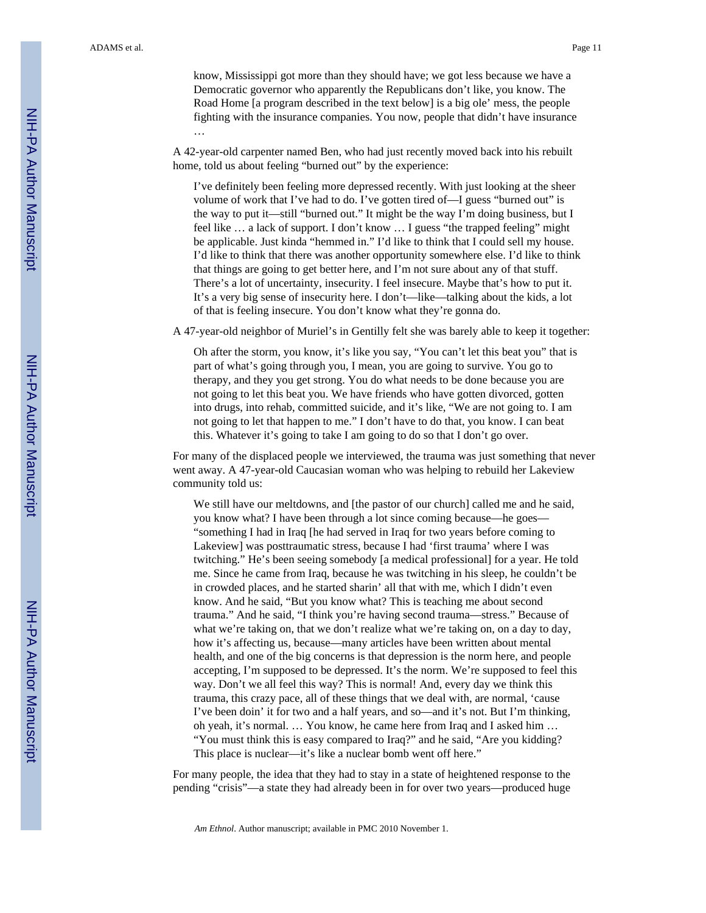know, Mississippi got more than they should have; we got less because we have a Democratic governor who apparently the Republicans don't like, you know. The Road Home [a program described in the text below] is a big ole' mess, the people fighting with the insurance companies. You now, people that didn't have insurance …

A 42-year-old carpenter named Ben, who had just recently moved back into his rebuilt home, told us about feeling "burned out" by the experience:

> I've definitely been feeling more depressed recently. With just looking at the sheer volume of work that I've had to do. I've gotten tired of—I guess "burned out" is the way to put it—still "burned out." It might be the way I'm doing business, but I feel like … a lack of support. I don't know … I guess "the trapped feeling" might be applicable. Just kinda "hemmed in." I'd like to think that I could sell my house. I'd like to think that there was another opportunity somewhere else. I'd like to think that things are going to get better here, and I'm not sure about any of that stuff. There's a lot of uncertainty, insecurity. I feel insecure. Maybe that's how to put it. It's a very big sense of insecurity here. I don't—like—talking about the kids, a lot of that is feeling insecure. You don't know what they're gonna do.

A 47-year-old neighbor of Muriel's in Gentilly felt she was barely able to keep it together:

> Oh after the storm, you know, it's like you say, "You can't let this beat you" that is part of what's going through you, I mean, you are going to survive. You go to therapy, and they you get strong. You do what needs to be done because you are not going to let this beat you. We have friends who have gotten divorced, gotten into drugs, into rehab, committed suicide, and it's like, "We are not going to. I am not going to let that happen to me." I don't have to do that, you know. I can beat this. Whatever it's going to take I am going to do so that I don't go over.

For many of the displaced people we interviewed, the trauma was just something that never went away. A 47-year-old Caucasian woman who was helping to rebuild her Lakeview community told us:

> We still have our meltdowns, and [the pastor of our church] called me and he said, you know what? I have been through a lot since coming because—he goes—"something I had in Iraq [he had served in Iraq for two years before coming to Lakeview] was posttraumatic stress, because I had 'first trauma' where I was twitching." He's been seeing somebody [a medical professional] for a year. He told me. Since he came from Iraq, because he was twitching in his sleep, he couldn't be in crowded places, and he started sharin' all that with me, which I didn't even know. And he said, "But you know what? This is teaching me about second trauma." And he said, "I think you're having second trauma—stress." Because of what we're taking on, that we don't realize what we're taking on, on a day to day, how it's affecting us, because—many articles have been written about mental health, and one of the big concerns is that depression is the norm here, and people accepting, I'm supposed to be depressed. It's the norm. We're supposed to feel this way. Don't we all feel this way? This is normal! And, every day we think this trauma, this crazy pace, all of these things that we deal with, are normal, 'cause I've been doin' it for two and a half years, and so—and it's not. But I'm thinking, oh yeah, it's normal. … You know, he came here from Iraq and I asked him … "You must think this is easy compared to Iraq?" and he said, "Are you kidding? This place is nuclear—it's like a nuclear bomb went off here."

For many people, the idea that they had to stay in a state of heightened response to the pending "crisis"—a state they had already been in for over two years—produced huge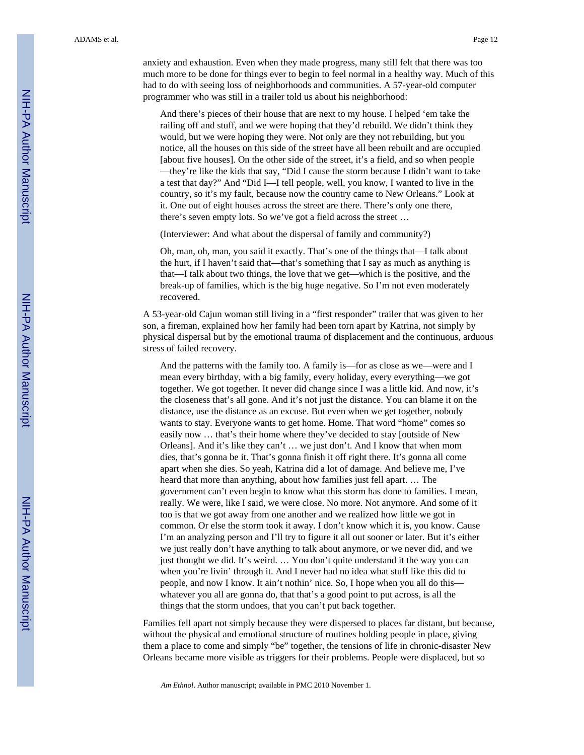anxiety and exhaustion. Even when they made progress, many still felt that there was too much more to be done for things ever to begin to feel normal in a healthy way. Much of this had to do with seeing loss of neighborhoods and communities. A 57-year-old computer programmer who was still in a trailer told us about his neighborhood:

> And there's pieces of their house that are next to my house. I helped 'em take the railing off and stuff, and we were hoping that they'd rebuild. We didn't think they would, but we were hoping they were. Not only are they not rebuilding, but you notice, all the houses on this side of the street have all been rebuilt and are occupied [about five houses]. On the other side of the street, it's a field, and so when people —they're like the kids that say, "Did I cause the storm because I didn't want to take a test that day?" And "Did I—I tell people, well, you know, I wanted to live in the country, so it's my fault, because now the country came to New Orleans." Look at it. One out of eight houses across the street are there. There's only one there, there's seven empty lots. So we've got a field across the street …
>
> (Interviewer: And what about the dispersal of family and community?)
>
> Oh, man, oh, man, you said it exactly. That's one of the things that—I talk about the hurt, if I haven't said that—that's something that I say as much as anything is that—I talk about two things, the love that we get—which is the positive, and the break-up of families, which is the big huge negative. So I'm not even moderately recovered.

A 53-year-old Cajun woman still living in a "first responder" trailer that was given to her son, a fireman, explained how her family had been torn apart by Katrina, not simply by physical dispersal but by the emotional trauma of displacement and the continuous, arduous stress of failed recovery.

> And the patterns with the family too. A family is—for as close as we—were and I mean every birthday, with a big family, every holiday, every everything—we got together. We got together. It never did change since I was a little kid. And now, it's the closeness that's all gone. And it's not just the distance. You can blame it on the distance, use the distance as an excuse. But even when we get together, nobody wants to stay. Everyone wants to get home. Home. That word "home" comes so easily now … that's their home where they've decided to stay [outside of New Orleans]. And it's like they can't … we just don't. And I know that when mom dies, that's gonna be it. That's gonna finish it off right there. It's gonna all come apart when she dies. So yeah, Katrina did a lot of damage. And believe me, I've heard that more than anything, about how families just fell apart. … The government can't even begin to know what this storm has done to families. I mean, really. We were, like I said, we were close. No more. Not anymore. And some of it too is that we got away from one another and we realized how little we got in common. Or else the storm took it away. I don't know which it is, you know. Cause I'm an analyzing person and I'll try to figure it all out sooner or later. But it's either we just really don't have anything to talk about anymore, or we never did, and we just thought we did. It's weird. … You don't quite understand it the way you can when you're livin' through it. And I never had no idea what stuff like this did to people, and now I know. It ain't nothin' nice. So, I hope when you all do this—whatever you all are gonna do, that that's a good point to put across, is all the things that the storm undoes, that you can't put back together.

Families fell apart not simply because they were dispersed to places far distant, but because, without the physical and emotional structure of routines holding people in place, giving them a place to come and simply "be" together, the tensions of life in chronic-disaster New Orleans became more visible as triggers for their problems. People were displaced, but so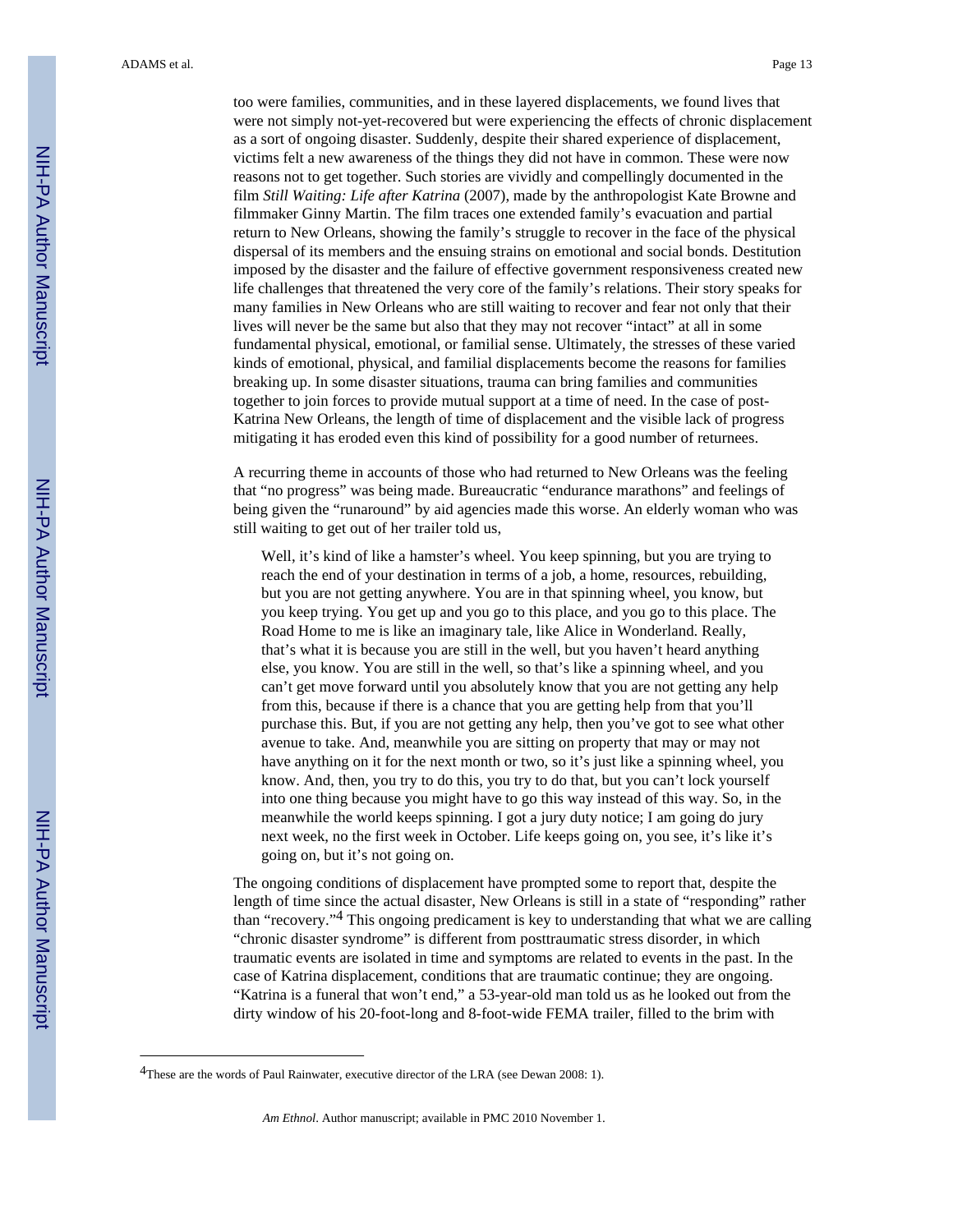too were families, communities, and in these layered displacements, we found lives that were not simply not-yet-recovered but were experiencing the effects of chronic displacement as a sort of ongoing disaster. Suddenly, despite their shared experience of displacement, victims felt a new awareness of the things they did not have in common. These were now reasons not to get together. Such stories are vividly and compellingly documented in the film *Still Waiting: Life after Katrina* (2007), made by the anthropologist Kate Browne and filmmaker Ginny Martin. The film traces one extended family's evacuation and partial return to New Orleans, showing the family's struggle to recover in the face of the physical dispersal of its members and the ensuing strains on emotional and social bonds. Destitution imposed by the disaster and the failure of effective government responsiveness created new life challenges that threatened the very core of the family's relations. Their story speaks for many families in New Orleans who are still waiting to recover and fear not only that their lives will never be the same but also that they may not recover "intact" at all in some fundamental physical, emotional, or familial sense. Ultimately, the stresses of these varied kinds of emotional, physical, and familial displacements become the reasons for families breaking up. In some disaster situations, trauma can bring families and communities together to join forces to provide mutual support at a time of need. In the case of post-Katrina New Orleans, the length of time of displacement and the visible lack of progress mitigating it has eroded even this kind of possibility for a good number of returnees.

A recurring theme in accounts of those who had returned to New Orleans was the feeling that "no progress" was being made. Bureaucratic "endurance marathons" and feelings of being given the "runaround" by aid agencies made this worse. An elderly woman who was still waiting to get out of her trailer told us,

> Well, it's kind of like a hamster's wheel. You keep spinning, but you are trying to reach the end of your destination in terms of a job, a home, resources, rebuilding, but you are not getting anywhere. You are in that spinning wheel, you know, but you keep trying. You get up and you go to this place, and you go to this place. The Road Home to me is like an imaginary tale, like Alice in Wonderland. Really, that's what it is because you are still in the well, but you haven't heard anything else, you know. You are still in the well, so that's like a spinning wheel, and you can't get move forward until you absolutely know that you are not getting any help from this, because if there is a chance that you are getting help from that you'll purchase this. But, if you are not getting any help, then you've got to see what other avenue to take. And, meanwhile you are sitting on property that may or may not have anything on it for the next month or two, so it's just like a spinning wheel, you know. And, then, you try to do this, you try to do that, but you can't lock yourself into one thing because you might have to go this way instead of this way. So, in the meanwhile the world keeps spinning. I got a jury duty notice; I am going do jury next week, no the first week in October. Life keeps going on, you see, it's like it's going on, but it's not going on.

The ongoing conditions of displacement have prompted some to report that, despite the length of time since the actual disaster, New Orleans is still in a state of "responding" rather than "recovery."[4] This ongoing predicament is key to understanding that what we are calling "chronic disaster syndrome" is different from posttraumatic stress disorder, in which traumatic events are isolated in time and symptoms are related to events in the past. In the case of Katrina displacement, conditions that are traumatic continue; they are ongoing. "Katrina is a funeral that won't end," a 53-year-old man told us as he looked out from the dirty window of his 20-foot-long and 8-foot-wide FEMA trailer, filled to the brim with

---

[4]These are the words of Paul Rainwater, executive director of the LRA (see Dewan 2008: 1).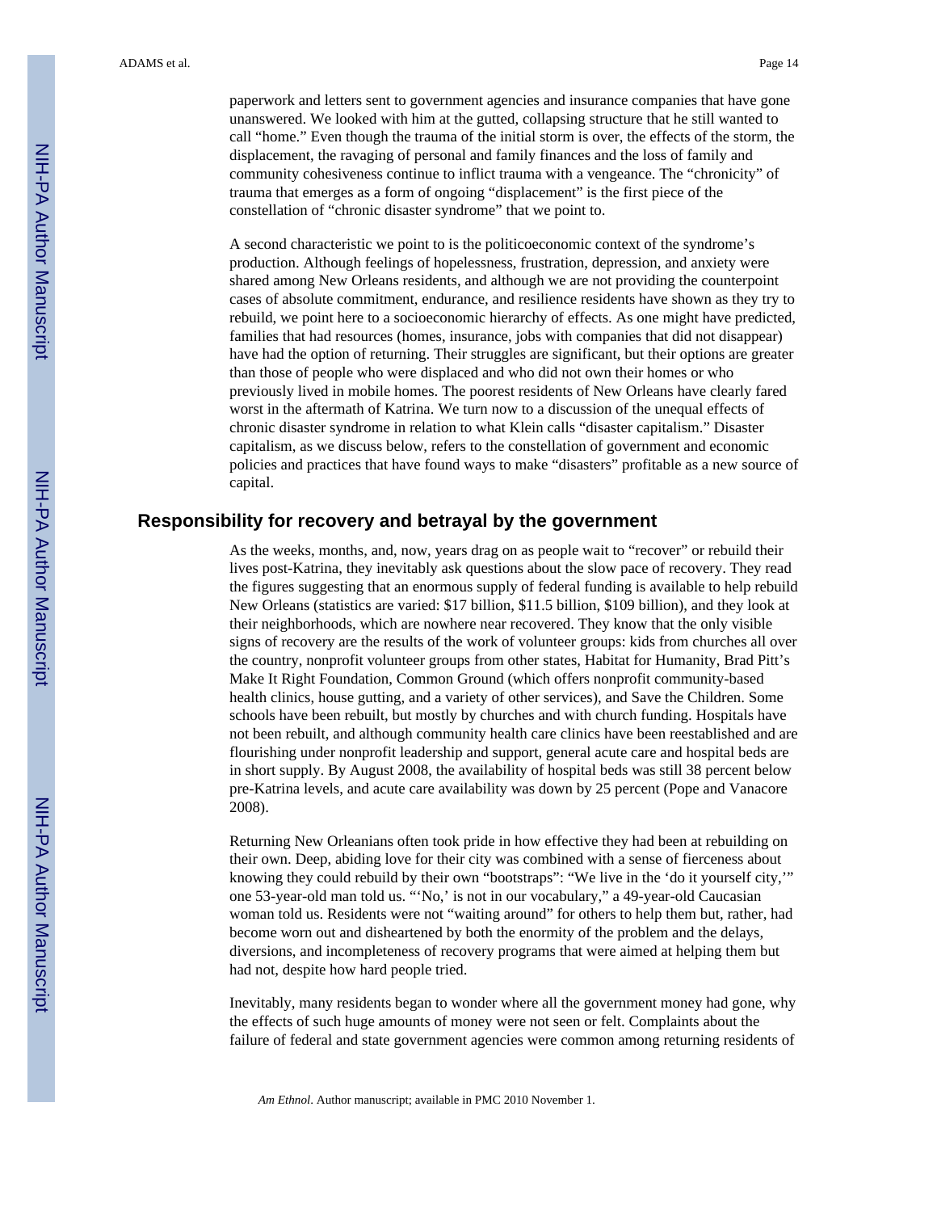paperwork and letters sent to government agencies and insurance companies that have gone unanswered. We looked with him at the gutted, collapsing structure that he still wanted to call "home." Even though the trauma of the initial storm is over, the effects of the storm, the displacement, the ravaging of personal and family finances and the loss of family and community cohesiveness continue to inflict trauma with a vengeance. The "chronicity" of trauma that emerges as a form of ongoing "displacement" is the first piece of the constellation of "chronic disaster syndrome" that we point to.

A second characteristic we point to is the politicoeconomic context of the syndrome's production. Although feelings of hopelessness, frustration, depression, and anxiety were shared among New Orleans residents, and although we are not providing the counterpoint cases of absolute commitment, endurance, and resilience residents have shown as they try to rebuild, we point here to a socioeconomic hierarchy of effects. As one might have predicted, families that had resources (homes, insurance, jobs with companies that did not disappear) have had the option of returning. Their struggles are significant, but their options are greater than those of people who were displaced and who did not own their homes or who previously lived in mobile homes. The poorest residents of New Orleans have clearly fared worst in the aftermath of Katrina. We turn now to a discussion of the unequal effects of chronic disaster syndrome in relation to what Klein calls "disaster capitalism." Disaster capitalism, as we discuss below, refers to the constellation of government and economic policies and practices that have found ways to make "disasters" profitable as a new source of capital.

## Responsibility for recovery and betrayal by the government

As the weeks, months, and, now, years drag on as people wait to "recover" or rebuild their lives post-Katrina, they inevitably ask questions about the slow pace of recovery. They read the figures suggesting that an enormous supply of federal funding is available to help rebuild New Orleans (statistics are varied: $17 billion, $11.5 billion, $109 billion), and they look at their neighborhoods, which are nowhere near recovered. They know that the only visible signs of recovery are the results of the work of volunteer groups: kids from churches all over the country, nonprofit volunteer groups from other states, Habitat for Humanity, Brad Pitt's Make It Right Foundation, Common Ground (which offers nonprofit community-based health clinics, house gutting, and a variety of other services), and Save the Children. Some schools have been rebuilt, but mostly by churches and with church funding. Hospitals have not been rebuilt, and although community health care clinics have been reestablished and are flourishing under nonprofit leadership and support, general acute care and hospital beds are in short supply. By August 2008, the availability of hospital beds was still 38 percent below pre-Katrina levels, and acute care availability was down by 25 percent (Pope and Vanacore 2008).

Returning New Orleanians often took pride in how effective they had been at rebuilding on their own. Deep, abiding love for their city was combined with a sense of fierceness about knowing they could rebuild by their own "bootstraps": "We live in the 'do it yourself city,'" one 53-year-old man told us. "'No,' is not in our vocabulary," a 49-year-old Caucasian woman told us. Residents were not "waiting around" for others to help them but, rather, had become worn out and disheartened by both the enormity of the problem and the delays, diversions, and incompleteness of recovery programs that were aimed at helping them but had not, despite how hard people tried.

Inevitably, many residents began to wonder where all the government money had gone, why the effects of such huge amounts of money were not seen or felt. Complaints about the failure of federal and state government agencies were common among returning residents of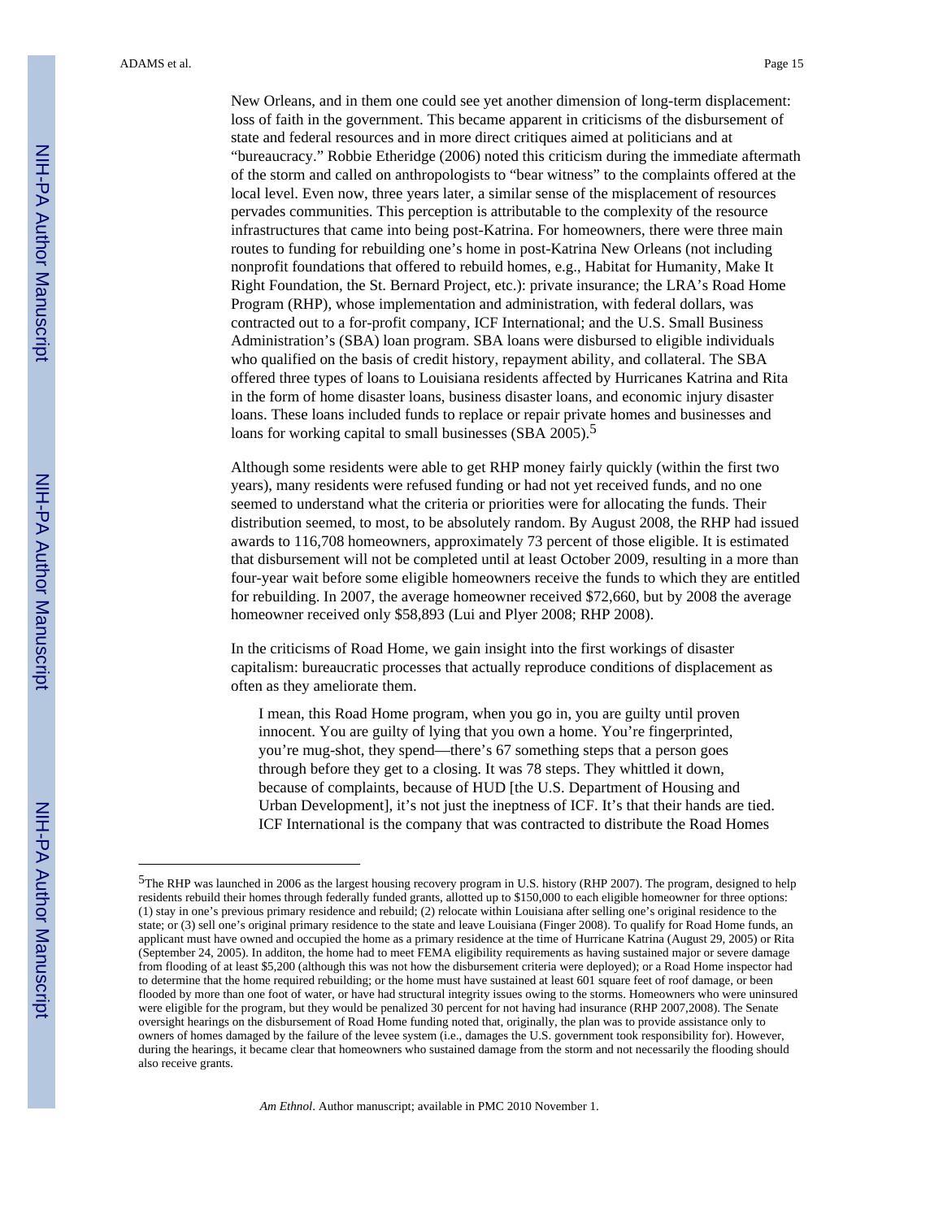New Orleans, and in them one could see yet another dimension of long-term displacement: loss of faith in the government. This became apparent in criticisms of the disbursement of state and federal resources and in more direct critiques aimed at politicians and at "bureaucracy." Robbie Etheridge (2006) noted this criticism during the immediate aftermath of the storm and called on anthropologists to "bear witness" to the complaints offered at the local level. Even now, three years later, a similar sense of the misplacement of resources pervades communities. This perception is attributable to the complexity of the resource infrastructures that came into being post-Katrina. For homeowners, there were three main routes to funding for rebuilding one's home in post-Katrina New Orleans (not including nonprofit foundations that offered to rebuild homes, e.g., Habitat for Humanity, Make It Right Foundation, the St. Bernard Project, etc.): private insurance; the LRA's Road Home Program (RHP), whose implementation and administration, with federal dollars, was contracted out to a for-profit company, ICF International; and the U.S. Small Business Administration's (SBA) loan program. SBA loans were disbursed to eligible individuals who qualified on the basis of credit history, repayment ability, and collateral. The SBA offered three types of loans to Louisiana residents affected by Hurricanes Katrina and Rita in the form of home disaster loans, business disaster loans, and economic injury disaster loans. These loans included funds to replace or repair private homes and businesses and loans for working capital to small businesses (SBA 2005).[5]

Although some residents were able to get RHP money fairly quickly (within the first two years), many residents were refused funding or had not yet received funds, and no one seemed to understand what the criteria or priorities were for allocating the funds. Their distribution seemed, to most, to be absolutely random. By August 2008, the RHP had issued awards to 116,708 homeowners, approximately 73 percent of those eligible. It is estimated that disbursement will not be completed until at least October 2009, resulting in a more than four-year wait before some eligible homeowners receive the funds to which they are entitled for rebuilding. In 2007, the average homeowner received $72,660, but by 2008 the average homeowner received only $58,893 (Lui and Plyer 2008; RHP 2008).

In the criticisms of Road Home, we gain insight into the first workings of disaster capitalism: bureaucratic processes that actually reproduce conditions of displacement as often as they ameliorate them.

> I mean, this Road Home program, when you go in, you are guilty until proven innocent. You are guilty of lying that you own a home. You're fingerprinted, you're mug-shot, they spend—there's 67 something steps that a person goes through before they get to a closing. It was 78 steps. They whittled it down, because of complaints, because of HUD [the U.S. Department of Housing and Urban Development], it's not just the ineptness of ICF. It's that their hands are tied. ICF International is the company that was contracted to distribute the Road Homes

[5]The RHP was launched in 2006 as the largest housing recovery program in U.S. history (RHP 2007). The program, designed to help residents rebuild their homes through federally funded grants, allotted up to $150,000 to each eligible homeowner for three options: (1) stay in one's previous primary residence and rebuild; (2) relocate within Louisiana after selling one's original residence to the state; or (3) sell one's original primary residence to the state and leave Louisiana (Finger 2008). To qualify for Road Home funds, an applicant must have owned and occupied the home as a primary residence at the time of Hurricane Katrina (August 29, 2005) or Rita (September 24, 2005). In additon, the home had to meet FEMA eligibility requirements as having sustained major or severe damage from flooding of at least $5,200 (although this was not how the disbursement criteria were deployed); or a Road Home inspector had to determine that the home required rebuilding; or the home must have sustained at least 601 square feet of roof damage, or been flooded by more than one foot of water, or have had structural integrity issues owing to the storms. Homeowners who were uninsured were eligible for the program, but they would be penalized 30 percent for not having had insurance (RHP 2007,2008). The Senate oversight hearings on the disbursement of Road Home funding noted that, originally, the plan was to provide assistance only to owners of homes damaged by the failure of the levee system (i.e., damages the U.S. government took responsibility for). However, during the hearings, it became clear that homeowners who sustained damage from the storm and not necessarily the flooding should also receive grants.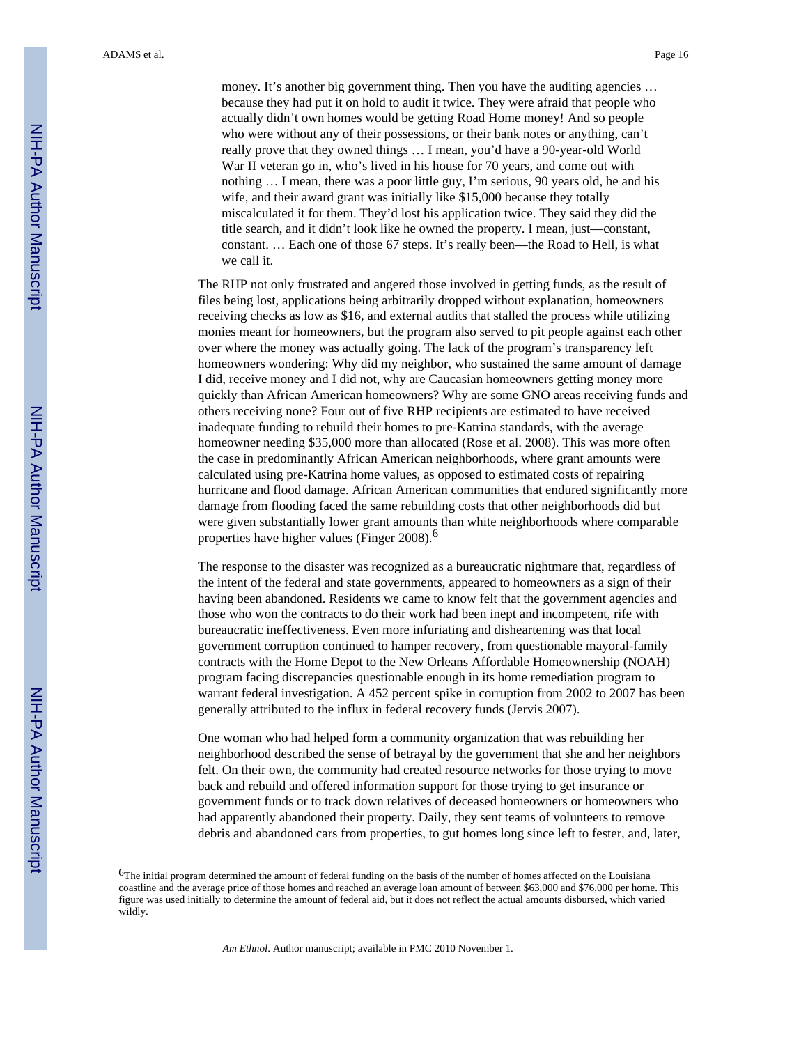> money. It's another big government thing. Then you have the auditing agencies … because they had put it on hold to audit it twice. They were afraid that people who actually didn't own homes would be getting Road Home money! And so people who were without any of their possessions, or their bank notes or anything, can't really prove that they owned things … I mean, you'd have a 90-year-old World War II veteran go in, who's lived in his house for 70 years, and come out with nothing … I mean, there was a poor little guy, I'm serious, 90 years old, he and his wife, and their award grant was initially like $15,000 because they totally miscalculated it for them. They'd lost his application twice. They said they did the title search, and it didn't look like he owned the property. I mean, just—constant, constant. … Each one of those 67 steps. It's really been—the Road to Hell, is what we call it.

The RHP not only frustrated and angered those involved in getting funds, as the result of files being lost, applications being arbitrarily dropped without explanation, homeowners receiving checks as low as $16, and external audits that stalled the process while utilizing monies meant for homeowners, but the program also served to pit people against each other over where the money was actually going. The lack of the program's transparency left homeowners wondering: Why did my neighbor, who sustained the same amount of damage I did, receive money and I did not, why are Caucasian homeowners getting money more quickly than African American homeowners? Why are some GNO areas receiving funds and others receiving none? Four out of five RHP recipients are estimated to have received inadequate funding to rebuild their homes to pre-Katrina standards, with the average homeowner needing $35,000 more than allocated (Rose et al. 2008). This was more often the case in predominantly African American neighborhoods, where grant amounts were calculated using pre-Katrina home values, as opposed to estimated costs of repairing hurricane and flood damage. African American communities that endured significantly more damage from flooding faced the same rebuilding costs that other neighborhoods did but were given substantially lower grant amounts than white neighborhoods where comparable properties have higher values (Finger 2008).[6]

The response to the disaster was recognized as a bureaucratic nightmare that, regardless of the intent of the federal and state governments, appeared to homeowners as a sign of their having been abandoned. Residents we came to know felt that the government agencies and those who won the contracts to do their work had been inept and incompetent, rife with bureaucratic ineffectiveness. Even more infuriating and disheartening was that local government corruption continued to hamper recovery, from questionable mayoral-family contracts with the Home Depot to the New Orleans Affordable Homeownership (NOAH) program facing discrepancies questionable enough in its home remediation program to warrant federal investigation. A 452 percent spike in corruption from 2002 to 2007 has been generally attributed to the influx in federal recovery funds (Jervis 2007).

One woman who had helped form a community organization that was rebuilding her neighborhood described the sense of betrayal by the government that she and her neighbors felt. On their own, the community had created resource networks for those trying to move back and rebuild and offered information support for those trying to get insurance or government funds or to track down relatives of deceased homeowners or homeowners who had apparently abandoned their property. Daily, they sent teams of volunteers to remove debris and abandoned cars from properties, to gut homes long since left to fester, and, later,

---

[6]The initial program determined the amount of federal funding on the basis of the number of homes affected on the Louisiana coastline and the average price of those homes and reached an average loan amount of between $63,000 and $76,000 per home. This figure was used initially to determine the amount of federal aid, but it does not reflect the actual amounts disbursed, which varied wildly.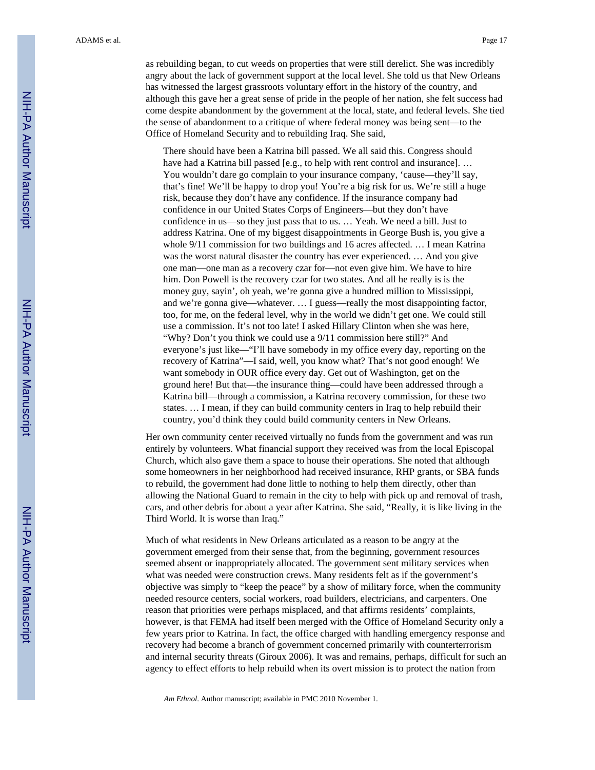as rebuilding began, to cut weeds on properties that were still derelict. She was incredibly angry about the lack of government support at the local level. She told us that New Orleans has witnessed the largest grassroots voluntary effort in the history of the country, and although this gave her a great sense of pride in the people of her nation, she felt success had come despite abandonment by the government at the local, state, and federal levels. She tied the sense of abandonment to a critique of where federal money was being sent—to the Office of Homeland Security and to rebuilding Iraq. She said,

> There should have been a Katrina bill passed. We all said this. Congress should have had a Katrina bill passed [e.g., to help with rent control and insurance]. … You wouldn't dare go complain to your insurance company, 'cause—they'll say, that's fine! We'll be happy to drop you! You're a big risk for us. We're still a huge risk, because they don't have any confidence. If the insurance company had confidence in our United States Corps of Engineers—but they don't have confidence in us—so they just pass that to us. … Yeah. We need a bill. Just to address Katrina. One of my biggest disappointments in George Bush is, you give a whole 9/11 commission for two buildings and 16 acres affected. … I mean Katrina was the worst natural disaster the country has ever experienced. … And you give one man—one man as a recovery czar for—not even give him. We have to hire him. Don Powell is the recovery czar for two states. And all he really is is the money guy, sayin', oh yeah, we're gonna give a hundred million to Mississippi, and we're gonna give—whatever. … I guess—really the most disappointing factor, too, for me, on the federal level, why in the world we didn't get one. We could still use a commission. It's not too late! I asked Hillary Clinton when she was here, "Why? Don't you think we could use a 9/11 commission here still?" And everyone's just like—"I'll have somebody in my office every day, reporting on the recovery of Katrina"—I said, well, you know what? That's not good enough! We want somebody in OUR office every day. Get out of Washington, get on the ground here! But that—the insurance thing—could have been addressed through a Katrina bill—through a commission, a Katrina recovery commission, for these two states. … I mean, if they can build community centers in Iraq to help rebuild their country, you'd think they could build community centers in New Orleans.

Her own community center received virtually no funds from the government and was run entirely by volunteers. What financial support they received was from the local Episcopal Church, which also gave them a space to house their operations. She noted that although some homeowners in her neighborhood had received insurance, RHP grants, or SBA funds to rebuild, the government had done little to nothing to help them directly, other than allowing the National Guard to remain in the city to help with pick up and removal of trash, cars, and other debris for about a year after Katrina. She said, "Really, it is like living in the Third World. It is worse than Iraq."

Much of what residents in New Orleans articulated as a reason to be angry at the government emerged from their sense that, from the beginning, government resources seemed absent or inappropriately allocated. The government sent military services when what was needed were construction crews. Many residents felt as if the government's objective was simply to "keep the peace" by a show of military force, when the community needed resource centers, social workers, road builders, electricians, and carpenters. One reason that priorities were perhaps misplaced, and that affirms residents' complaints, however, is that FEMA had itself been merged with the Office of Homeland Security only a few years prior to Katrina. In fact, the office charged with handling emergency response and recovery had become a branch of government concerned primarily with counterterrorism and internal security threats (Giroux 2006). It was and remains, perhaps, difficult for such an agency to effect efforts to help rebuild when its overt mission is to protect the nation from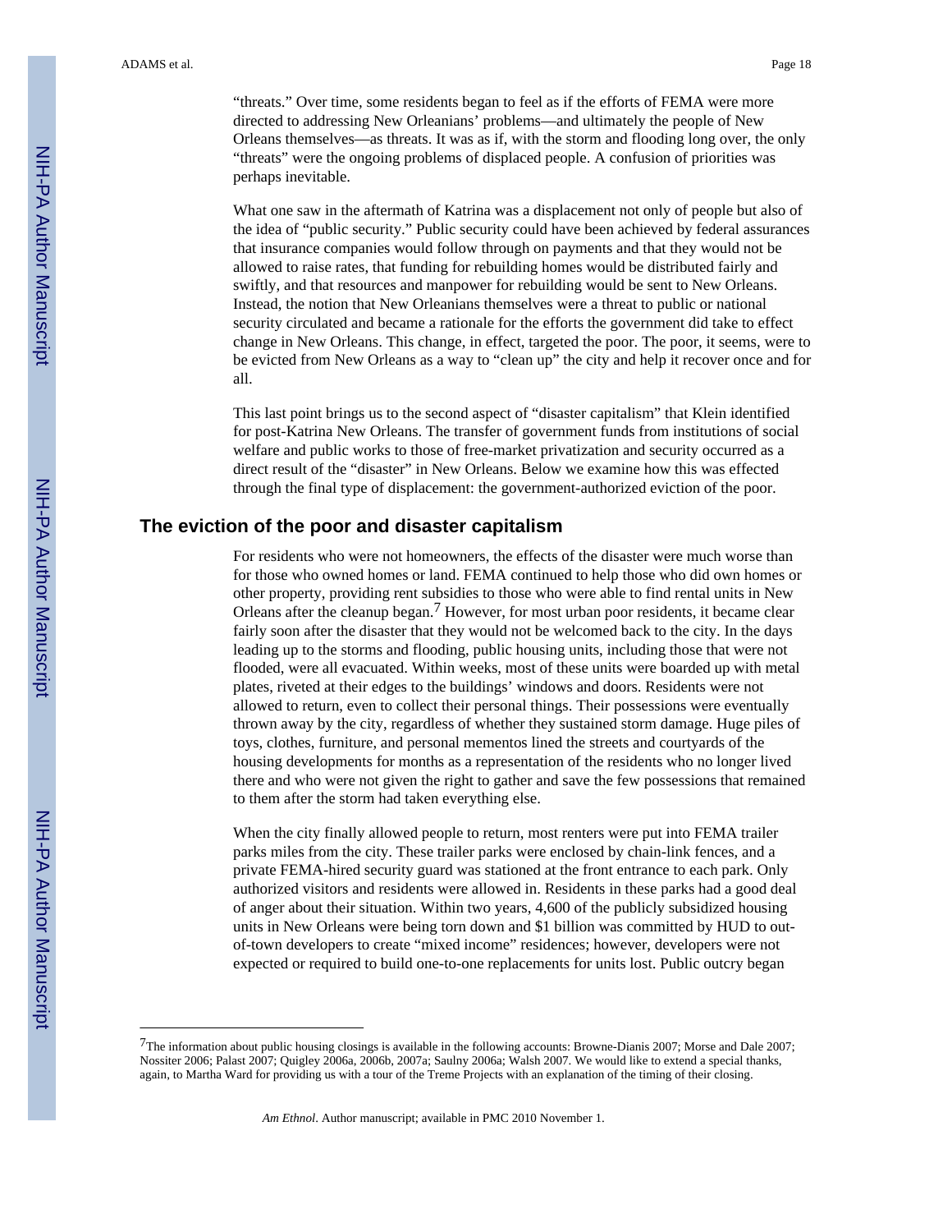"threats." Over time, some residents began to feel as if the efforts of FEMA were more directed to addressing New Orleanians' problems—and ultimately the people of New Orleans themselves—as threats. It was as if, with the storm and flooding long over, the only "threats" were the ongoing problems of displaced people. A confusion of priorities was perhaps inevitable.

What one saw in the aftermath of Katrina was a displacement not only of people but also of the idea of "public security." Public security could have been achieved by federal assurances that insurance companies would follow through on payments and that they would not be allowed to raise rates, that funding for rebuilding homes would be distributed fairly and swiftly, and that resources and manpower for rebuilding would be sent to New Orleans. Instead, the notion that New Orleanians themselves were a threat to public or national security circulated and became a rationale for the efforts the government did take to effect change in New Orleans. This change, in effect, targeted the poor. The poor, it seems, were to be evicted from New Orleans as a way to "clean up" the city and help it recover once and for all.

This last point brings us to the second aspect of "disaster capitalism" that Klein identified for post-Katrina New Orleans. The transfer of government funds from institutions of social welfare and public works to those of free-market privatization and security occurred as a direct result of the "disaster" in New Orleans. Below we examine how this was effected through the final type of displacement: the government-authorized eviction of the poor.

## The eviction of the poor and disaster capitalism

For residents who were not homeowners, the effects of the disaster were much worse than for those who owned homes or land. FEMA continued to help those who did own homes or other property, providing rent subsidies to those who were able to find rental units in New Orleans after the cleanup began.[7] However, for most urban poor residents, it became clear fairly soon after the disaster that they would not be welcomed back to the city. In the days leading up to the storms and flooding, public housing units, including those that were not flooded, were all evacuated. Within weeks, most of these units were boarded up with metal plates, riveted at their edges to the buildings' windows and doors. Residents were not allowed to return, even to collect their personal things. Their possessions were eventually thrown away by the city, regardless of whether they sustained storm damage. Huge piles of toys, clothes, furniture, and personal mementos lined the streets and courtyards of the housing developments for months as a representation of the residents who no longer lived there and who were not given the right to gather and save the few possessions that remained to them after the storm had taken everything else.

When the city finally allowed people to return, most renters were put into FEMA trailer parks miles from the city. These trailer parks were enclosed by chain-link fences, and a private FEMA-hired security guard was stationed at the front entrance to each park. Only authorized visitors and residents were allowed in. Residents in these parks had a good deal of anger about their situation. Within two years, 4,600 of the publicly subsidized housing units in New Orleans were being torn down and $1 billion was committed by HUD to out-of-town developers to create "mixed income" residences; however, developers were not expected or required to build one-to-one replacements for units lost. Public outcry began

---

[7]The information about public housing closings is available in the following accounts: Browne-Dianis 2007; Morse and Dale 2007; Nossiter 2006; Palast 2007; Quigley 2006a, 2006b, 2007a; Saulny 2006a; Walsh 2007. We would like to extend a special thanks, again, to Martha Ward for providing us with a tour of the Treme Projects with an explanation of the timing of their closing.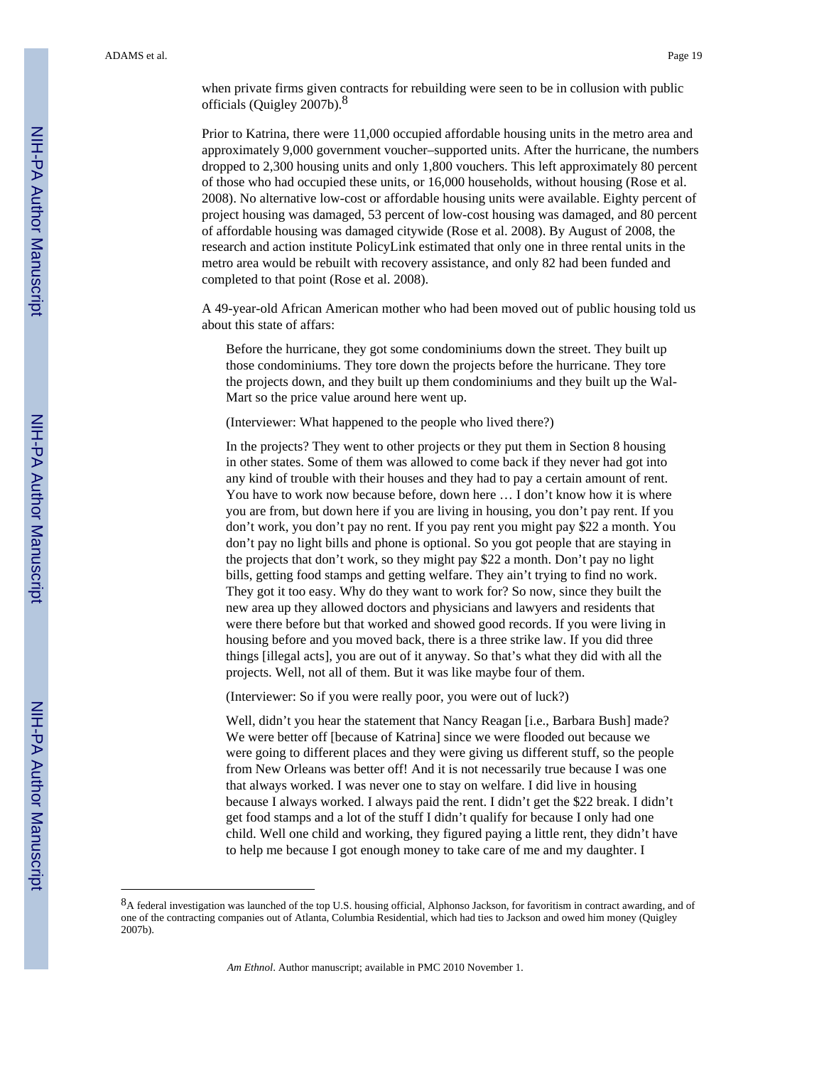when private firms given contracts for rebuilding were seen to be in collusion with public officials (Quigley 2007b).[8]

Prior to Katrina, there were 11,000 occupied affordable housing units in the metro area and approximately 9,000 government voucher–supported units. After the hurricane, the numbers dropped to 2,300 housing units and only 1,800 vouchers. This left approximately 80 percent of those who had occupied these units, or 16,000 households, without housing (Rose et al. 2008). No alternative low-cost or affordable housing units were available. Eighty percent of project housing was damaged, 53 percent of low-cost housing was damaged, and 80 percent of affordable housing was damaged citywide (Rose et al. 2008). By August of 2008, the research and action institute PolicyLink estimated that only one in three rental units in the metro area would be rebuilt with recovery assistance, and only 82 had been funded and completed to that point (Rose et al. 2008).

A 49-year-old African American mother who had been moved out of public housing told us about this state of affars:

> Before the hurricane, they got some condominiums down the street. They built up those condominiums. They tore down the projects before the hurricane. They tore the projects down, and they built up them condominiums and they built up the Wal-Mart so the price value around here went up.
>
> (Interviewer: What happened to the people who lived there?)
>
> In the projects? They went to other projects or they put them in Section 8 housing in other states. Some of them was allowed to come back if they never had got into any kind of trouble with their houses and they had to pay a certain amount of rent. You have to work now because before, down here … I don't know how it is where you are from, but down here if you are living in housing, you don't pay rent. If you don't work, you don't pay no rent. If you pay rent you might pay $22 a month. You don't pay no light bills and phone is optional. So you got people that are staying in the projects that don't work, so they might pay $22 a month. Don't pay no light bills, getting food stamps and getting welfare. They ain't trying to find no work. They got it too easy. Why do they want to work for? So now, since they built the new area up they allowed doctors and physicians and lawyers and residents that were there before but that worked and showed good records. If you were living in housing before and you moved back, there is a three strike law. If you did three things [illegal acts], you are out of it anyway. So that's what they did with all the projects. Well, not all of them. But it was like maybe four of them.
>
> (Interviewer: So if you were really poor, you were out of luck?)
>
> Well, didn't you hear the statement that Nancy Reagan [i.e., Barbara Bush] made? We were better off [because of Katrina] since we were flooded out because we were going to different places and they were giving us different stuff, so the people from New Orleans was better off! And it is not necessarily true because I was one that always worked. I was never one to stay on welfare. I did live in housing because I always worked. I always paid the rent. I didn't get the $22 break. I didn't get food stamps and a lot of the stuff I didn't qualify for because I only had one child. Well one child and working, they figured paying a little rent, they didn't have to help me because I got enough money to take care of me and my daughter. I

[8]A federal investigation was launched of the top U.S. housing official, Alphonso Jackson, for favoritism in contract awarding, and of one of the contracting companies out of Atlanta, Columbia Residential, which had ties to Jackson and owed him money (Quigley 2007b).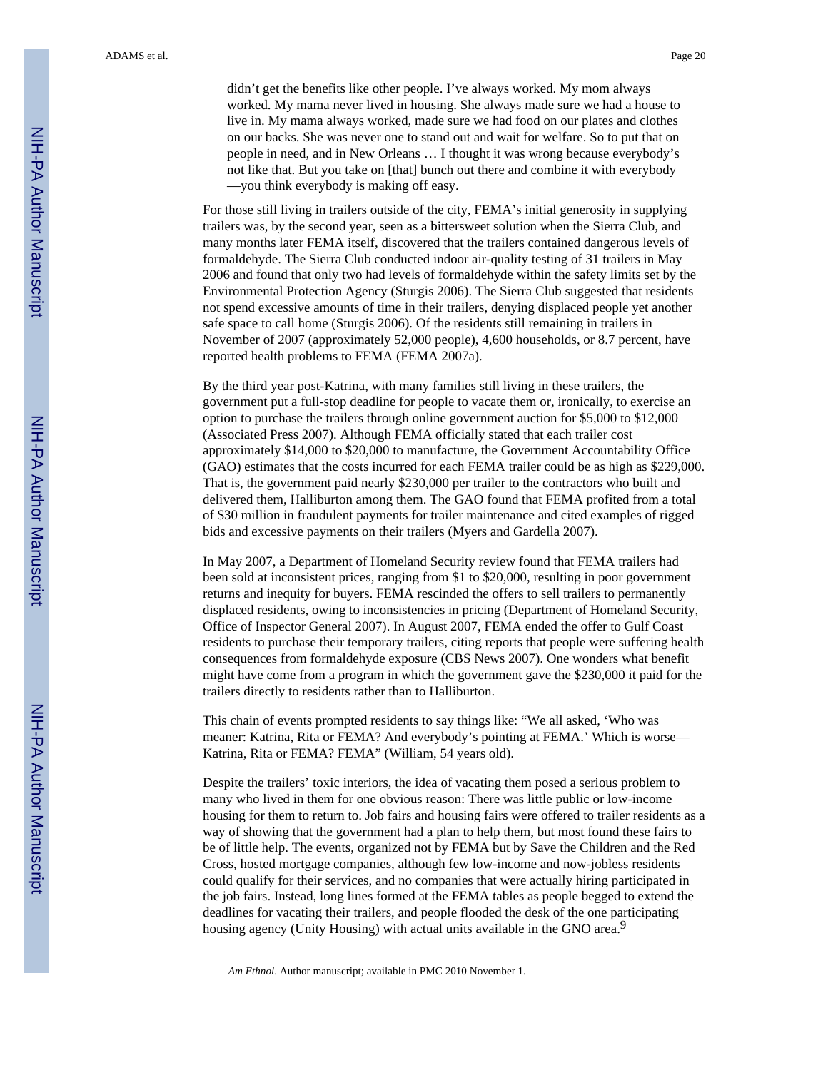> didn't get the benefits like other people. I've always worked. My mom always worked. My mama never lived in housing. She always made sure we had a house to live in. My mama always worked, made sure we had food on our plates and clothes on our backs. She was never one to stand out and wait for welfare. So to put that on people in need, and in New Orleans … I thought it was wrong because everybody's not like that. But you take on [that] bunch out there and combine it with everybody —you think everybody is making off easy.

For those still living in trailers outside of the city, FEMA's initial generosity in supplying trailers was, by the second year, seen as a bittersweet solution when the Sierra Club, and many months later FEMA itself, discovered that the trailers contained dangerous levels of formaldehyde. The Sierra Club conducted indoor air-quality testing of 31 trailers in May 2006 and found that only two had levels of formaldehyde within the safety limits set by the Environmental Protection Agency (Sturgis 2006). The Sierra Club suggested that residents not spend excessive amounts of time in their trailers, denying displaced people yet another safe space to call home (Sturgis 2006). Of the residents still remaining in trailers in November of 2007 (approximately 52,000 people), 4,600 households, or 8.7 percent, have reported health problems to FEMA (FEMA 2007a).

By the third year post-Katrina, with many families still living in these trailers, the government put a full-stop deadline for people to vacate them or, ironically, to exercise an option to purchase the trailers through online government auction for $5,000 to $12,000 (Associated Press 2007). Although FEMA officially stated that each trailer cost approximately $14,000 to $20,000 to manufacture, the Government Accountability Office (GAO) estimates that the costs incurred for each FEMA trailer could be as high as $229,000. That is, the government paid nearly $230,000 per trailer to the contractors who built and delivered them, Halliburton among them. The GAO found that FEMA profited from a total of $30 million in fraudulent payments for trailer maintenance and cited examples of rigged bids and excessive payments on their trailers (Myers and Gardella 2007).

In May 2007, a Department of Homeland Security review found that FEMA trailers had been sold at inconsistent prices, ranging from $1 to $20,000, resulting in poor government returns and inequity for buyers. FEMA rescinded the offers to sell trailers to permanently displaced residents, owing to inconsistencies in pricing (Department of Homeland Security, Office of Inspector General 2007). In August 2007, FEMA ended the offer to Gulf Coast residents to purchase their temporary trailers, citing reports that people were suffering health consequences from formaldehyde exposure (CBS News 2007). One wonders what benefit might have come from a program in which the government gave the $230,000 it paid for the trailers directly to residents rather than to Halliburton.

This chain of events prompted residents to say things like: "We all asked, 'Who was meaner: Katrina, Rita or FEMA? And everybody's pointing at FEMA.' Which is worse— Katrina, Rita or FEMA? FEMA" (William, 54 years old).

Despite the trailers' toxic interiors, the idea of vacating them posed a serious problem to many who lived in them for one obvious reason: There was little public or low-income housing for them to return to. Job fairs and housing fairs were offered to trailer residents as a way of showing that the government had a plan to help them, but most found these fairs to be of little help. The events, organized not by FEMA but by Save the Children and the Red Cross, hosted mortgage companies, although few low-income and now-jobless residents could qualify for their services, and no companies that were actually hiring participated in the job fairs. Instead, long lines formed at the FEMA tables as people begged to extend the deadlines for vacating their trailers, and people flooded the desk of the one participating housing agency (Unity Housing) with actual units available in the GNO area.[9]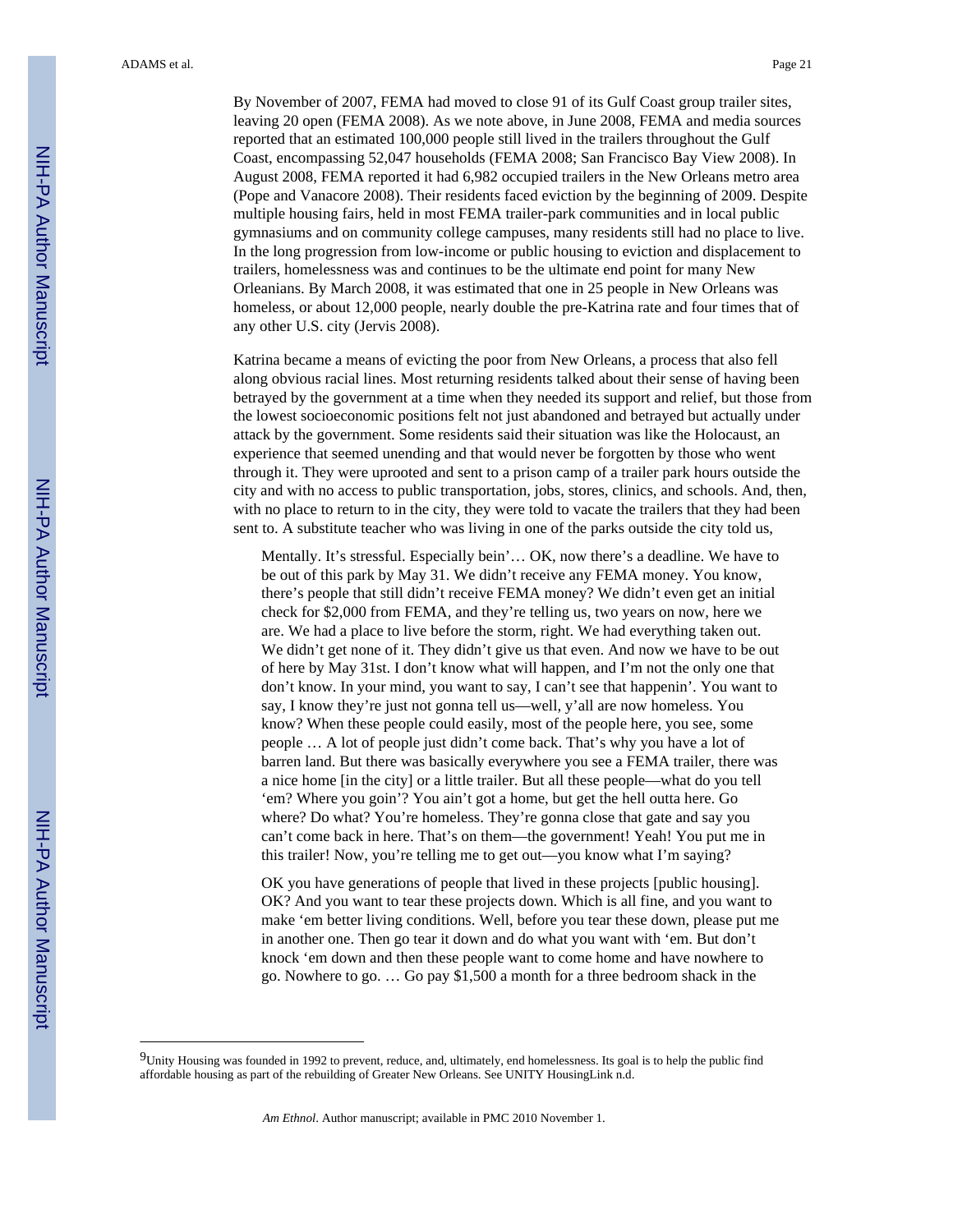By November of 2007, FEMA had moved to close 91 of its Gulf Coast group trailer sites, leaving 20 open (FEMA 2008). As we note above, in June 2008, FEMA and media sources reported that an estimated 100,000 people still lived in the trailers throughout the Gulf Coast, encompassing 52,047 households (FEMA 2008; San Francisco Bay View 2008). In August 2008, FEMA reported it had 6,982 occupied trailers in the New Orleans metro area (Pope and Vanacore 2008). Their residents faced eviction by the beginning of 2009. Despite multiple housing fairs, held in most FEMA trailer-park communities and in local public gymnasiums and on community college campuses, many residents still had no place to live. In the long progression from low-income or public housing to eviction and displacement to trailers, homelessness was and continues to be the ultimate end point for many New Orleanians. By March 2008, it was estimated that one in 25 people in New Orleans was homeless, or about 12,000 people, nearly double the pre-Katrina rate and four times that of any other U.S. city (Jervis 2008).

Katrina became a means of evicting the poor from New Orleans, a process that also fell along obvious racial lines. Most returning residents talked about their sense of having been betrayed by the government at a time when they needed its support and relief, but those from the lowest socioeconomic positions felt not just abandoned and betrayed but actually under attack by the government. Some residents said their situation was like the Holocaust, an experience that seemed unending and that would never be forgotten by those who went through it. They were uprooted and sent to a prison camp of a trailer park hours outside the city and with no access to public transportation, jobs, stores, clinics, and schools. And, then, with no place to return to in the city, they were told to vacate the trailers that they had been sent to. A substitute teacher who was living in one of the parks outside the city told us,

> Mentally. It's stressful. Especially bein'… OK, now there's a deadline. We have to be out of this park by May 31. We didn't receive any FEMA money. You know, there's people that still didn't receive FEMA money? We didn't even get an initial check for $2,000 from FEMA, and they're telling us, two years on now, here we are. We had a place to live before the storm, right. We had everything taken out. We didn't get none of it. They didn't give us that even. And now we have to be out of here by May 31st. I don't know what will happen, and I'm not the only one that don't know. In your mind, you want to say, I can't see that happenin'. You want to say, I know they're just not gonna tell us—well, y'all are now homeless. You know? When these people could easily, most of the people here, you see, some people … A lot of people just didn't come back. That's why you have a lot of barren land. But there was basically everywhere you see a FEMA trailer, there was a nice home [in the city] or a little trailer. But all these people—what do you tell 'em? Where you goin'? You ain't got a home, but get the hell outta here. Go where? Do what? You're homeless. They're gonna close that gate and say you can't come back in here. That's on them—the government! Yeah! You put me in this trailer! Now, you're telling me to get out—you know what I'm saying?
>
> OK you have generations of people that lived in these projects [public housing]. OK? And you want to tear these projects down. Which is all fine, and you want to make 'em better living conditions. Well, before you tear these down, please put me in another one. Then go tear it down and do what you want with 'em. But don't knock 'em down and then these people want to come home and have nowhere to go. Nowhere to go. … Go pay $1,500 a month for a three bedroom shack in the

[9]Unity Housing was founded in 1992 to prevent, reduce, and, ultimately, end homelessness. Its goal is to help the public find affordable housing as part of the rebuilding of Greater New Orleans. See UNITY HousingLink n.d.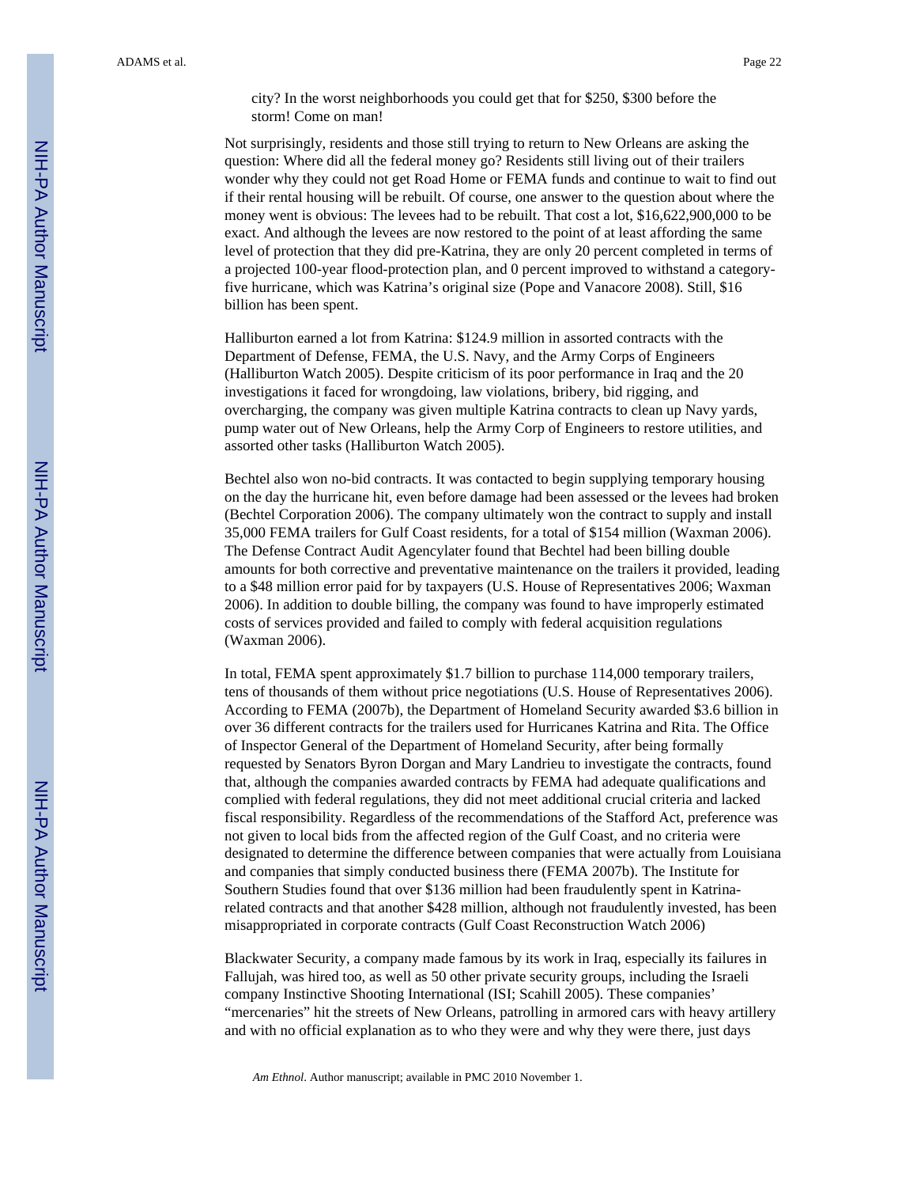> city? In the worst neighborhoods you could get that for $250, $300 before the storm! Come on man!

Not surprisingly, residents and those still trying to return to New Orleans are asking the question: Where did all the federal money go? Residents still living out of their trailers wonder why they could not get Road Home or FEMA funds and continue to wait to find out if their rental housing will be rebuilt. Of course, one answer to the question about where the money went is obvious: The levees had to be rebuilt. That cost a lot, $16,622,900,000 to be exact. And although the levees are now restored to the point of at least affording the same level of protection that they did pre-Katrina, they are only 20 percent completed in terms of a projected 100-year flood-protection plan, and 0 percent improved to withstand a category-five hurricane, which was Katrina's original size (Pope and Vanacore 2008). Still, $16 billion has been spent.

Halliburton earned a lot from Katrina: $124.9 million in assorted contracts with the Department of Defense, FEMA, the U.S. Navy, and the Army Corps of Engineers (Halliburton Watch 2005). Despite criticism of its poor performance in Iraq and the 20 investigations it faced for wrongdoing, law violations, bribery, bid rigging, and overcharging, the company was given multiple Katrina contracts to clean up Navy yards, pump water out of New Orleans, help the Army Corp of Engineers to restore utilities, and assorted other tasks (Halliburton Watch 2005).

Bechtel also won no-bid contracts. It was contacted to begin supplying temporary housing on the day the hurricane hit, even before damage had been assessed or the levees had broken (Bechtel Corporation 2006). The company ultimately won the contract to supply and install 35,000 FEMA trailers for Gulf Coast residents, for a total of $154 million (Waxman 2006). The Defense Contract Audit Agencylater found that Bechtel had been billing double amounts for both corrective and preventative maintenance on the trailers it provided, leading to a $48 million error paid for by taxpayers (U.S. House of Representatives 2006; Waxman 2006). In addition to double billing, the company was found to have improperly estimated costs of services provided and failed to comply with federal acquisition regulations (Waxman 2006).

In total, FEMA spent approximately $1.7 billion to purchase 114,000 temporary trailers, tens of thousands of them without price negotiations (U.S. House of Representatives 2006). According to FEMA (2007b), the Department of Homeland Security awarded $3.6 billion in over 36 different contracts for the trailers used for Hurricanes Katrina and Rita. The Office of Inspector General of the Department of Homeland Security, after being formally requested by Senators Byron Dorgan and Mary Landrieu to investigate the contracts, found that, although the companies awarded contracts by FEMA had adequate qualifications and complied with federal regulations, they did not meet additional crucial criteria and lacked fiscal responsibility. Regardless of the recommendations of the Stafford Act, preference was not given to local bids from the affected region of the Gulf Coast, and no criteria were designated to determine the difference between companies that were actually from Louisiana and companies that simply conducted business there (FEMA 2007b). The Institute for Southern Studies found that over $136 million had been fraudulently spent in Katrina-related contracts and that another $428 million, although not fraudulently invested, has been misappropriated in corporate contracts (Gulf Coast Reconstruction Watch 2006)

Blackwater Security, a company made famous by its work in Iraq, especially its failures in Fallujah, was hired too, as well as 50 other private security groups, including the Israeli company Instinctive Shooting International (ISI; Scahill 2005). These companies' "mercenaries" hit the streets of New Orleans, patrolling in armored cars with heavy artillery and with no official explanation as to who they were and why they were there, just days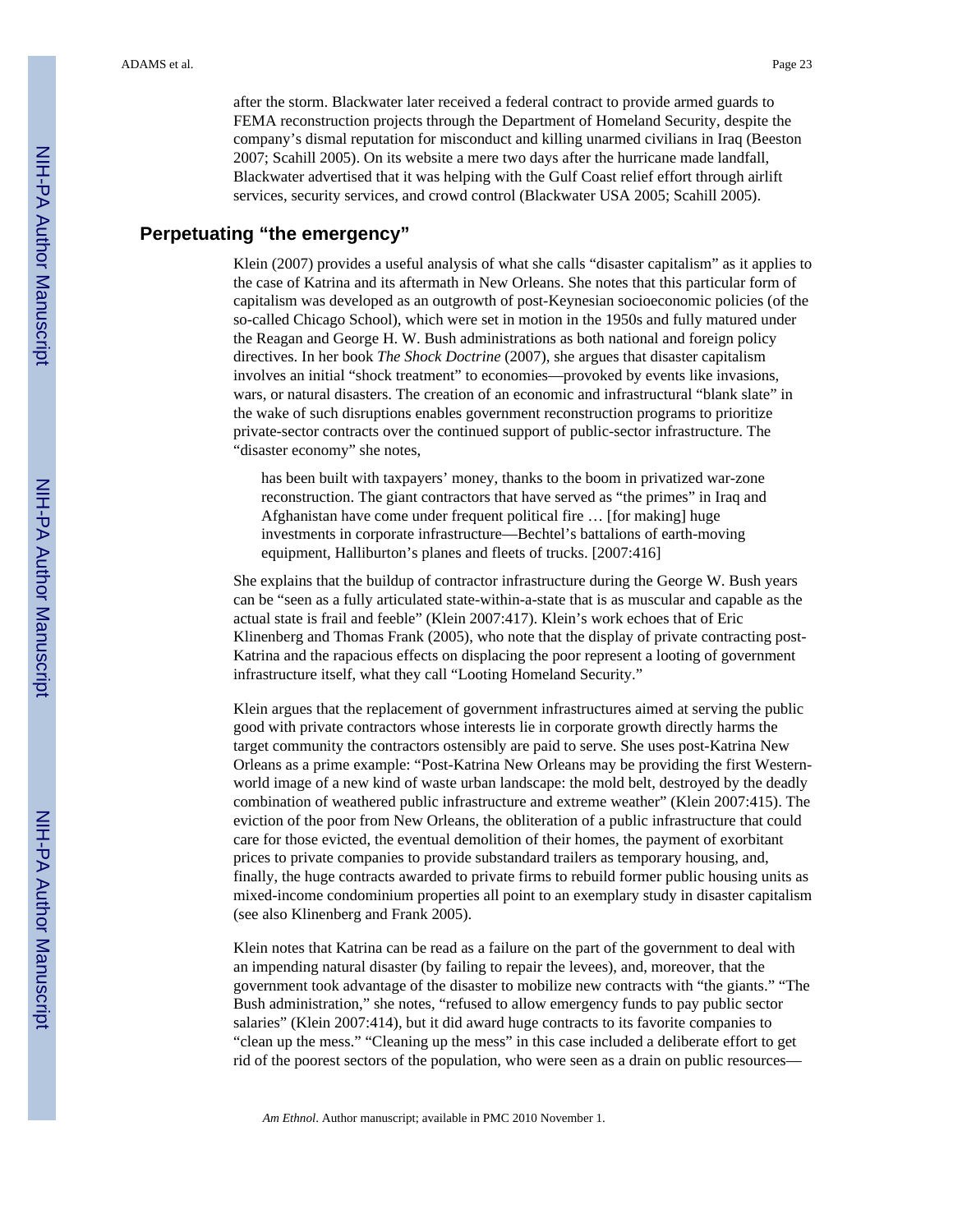after the storm. Blackwater later received a federal contract to provide armed guards to FEMA reconstruction projects through the Department of Homeland Security, despite the company's dismal reputation for misconduct and killing unarmed civilians in Iraq (Beeston 2007; Scahill 2005). On its website a mere two days after the hurricane made landfall, Blackwater advertised that it was helping with the Gulf Coast relief effort through airlift services, security services, and crowd control (Blackwater USA 2005; Scahill 2005).

## Perpetuating "the emergency"

Klein (2007) provides a useful analysis of what she calls "disaster capitalism" as it applies to the case of Katrina and its aftermath in New Orleans. She notes that this particular form of capitalism was developed as an outgrowth of post-Keynesian socioeconomic policies (of the so-called Chicago School), which were set in motion in the 1950s and fully matured under the Reagan and George H. W. Bush administrations as both national and foreign policy directives. In her book *The Shock Doctrine* (2007), she argues that disaster capitalism involves an initial "shock treatment" to economies—provoked by events like invasions, wars, or natural disasters. The creation of an economic and infrastructural "blank slate" in the wake of such disruptions enables government reconstruction programs to prioritize private-sector contracts over the continued support of public-sector infrastructure. The "disaster economy" she notes,

> has been built with taxpayers' money, thanks to the boom in privatized war-zone reconstruction. The giant contractors that have served as "the primes" in Iraq and Afghanistan have come under frequent political fire … [for making] huge investments in corporate infrastructure—Bechtel's battalions of earth-moving equipment, Halliburton's planes and fleets of trucks. [2007:416]

She explains that the buildup of contractor infrastructure during the George W. Bush years can be "seen as a fully articulated state-within-a-state that is as muscular and capable as the actual state is frail and feeble" (Klein 2007:417). Klein's work echoes that of Eric Klinenberg and Thomas Frank (2005), who note that the display of private contracting post-Katrina and the rapacious effects on displacing the poor represent a looting of government infrastructure itself, what they call "Looting Homeland Security."

Klein argues that the replacement of government infrastructures aimed at serving the public good with private contractors whose interests lie in corporate growth directly harms the target community the contractors ostensibly are paid to serve. She uses post-Katrina New Orleans as a prime example: "Post-Katrina New Orleans may be providing the first Western-world image of a new kind of waste urban landscape: the mold belt, destroyed by the deadly combination of weathered public infrastructure and extreme weather" (Klein 2007:415). The eviction of the poor from New Orleans, the obliteration of a public infrastructure that could care for those evicted, the eventual demolition of their homes, the payment of exorbitant prices to private companies to provide substandard trailers as temporary housing, and, finally, the huge contracts awarded to private firms to rebuild former public housing units as mixed-income condominium properties all point to an exemplary study in disaster capitalism (see also Klinenberg and Frank 2005).

Klein notes that Katrina can be read as a failure on the part of the government to deal with an impending natural disaster (by failing to repair the levees), and, moreover, that the government took advantage of the disaster to mobilize new contracts with "the giants." "The Bush administration," she notes, "refused to allow emergency funds to pay public sector salaries" (Klein 2007:414), but it did award huge contracts to its favorite companies to "clean up the mess." "Cleaning up the mess" in this case included a deliberate effort to get rid of the poorest sectors of the population, who were seen as a drain on public resources—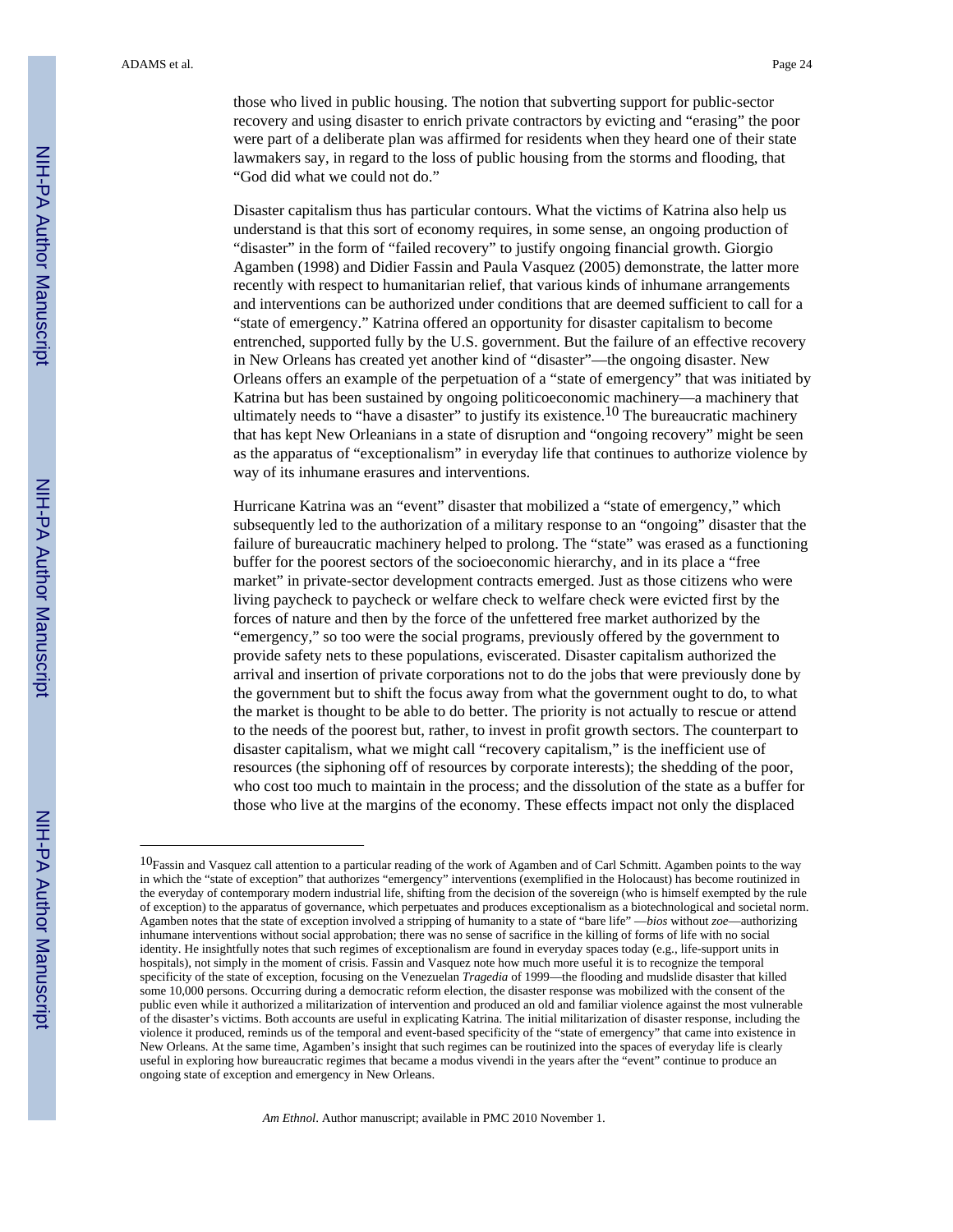those who lived in public housing. The notion that subverting support for public-sector recovery and using disaster to enrich private contractors by evicting and "erasing" the poor were part of a deliberate plan was affirmed for residents when they heard one of their state lawmakers say, in regard to the loss of public housing from the storms and flooding, that "God did what we could not do."

Disaster capitalism thus has particular contours. What the victims of Katrina also help us understand is that this sort of economy requires, in some sense, an ongoing production of "disaster" in the form of "failed recovery" to justify ongoing financial growth. Giorgio Agamben (1998) and Didier Fassin and Paula Vasquez (2005) demonstrate, the latter more recently with respect to humanitarian relief, that various kinds of inhumane arrangements and interventions can be authorized under conditions that are deemed sufficient to call for a "state of emergency." Katrina offered an opportunity for disaster capitalism to become entrenched, supported fully by the U.S. government. But the failure of an effective recovery in New Orleans has created yet another kind of "disaster"—the ongoing disaster. New Orleans offers an example of the perpetuation of a "state of emergency" that was initiated by Katrina but has been sustained by ongoing politicoeconomic machinery—a machinery that ultimately needs to "have a disaster" to justify its existence.[10] The bureaucratic machinery that has kept New Orleanians in a state of disruption and "ongoing recovery" might be seen as the apparatus of "exceptionalism" in everyday life that continues to authorize violence by way of its inhumane erasures and interventions.

Hurricane Katrina was an "event" disaster that mobilized a "state of emergency," which subsequently led to the authorization of a military response to an "ongoing" disaster that the failure of bureaucratic machinery helped to prolong. The "state" was erased as a functioning buffer for the poorest sectors of the socioeconomic hierarchy, and in its place a "free market" in private-sector development contracts emerged. Just as those citizens who were living paycheck to paycheck or welfare check to welfare check were evicted first by the forces of nature and then by the force of the unfettered free market authorized by the "emergency," so too were the social programs, previously offered by the government to provide safety nets to these populations, eviscerated. Disaster capitalism authorized the arrival and insertion of private corporations not to do the jobs that were previously done by the government but to shift the focus away from what the government ought to do, to what the market is thought to be able to do better. The priority is not actually to rescue or attend to the needs of the poorest but, rather, to invest in profit growth sectors. The counterpart to disaster capitalism, what we might call "recovery capitalism," is the inefficient use of resources (the siphoning off of resources by corporate interests); the shedding of the poor, who cost too much to maintain in the process; and the dissolution of the state as a buffer for those who live at the margins of the economy. These effects impact not only the displaced

[10]Fassin and Vasquez call attention to a particular reading of the work of Agamben and of Carl Schmitt. Agamben points to the way in which the "state of exception" that authorizes "emergency" interventions (exemplified in the Holocaust) has become routinized in the everyday of contemporary modern industrial life, shifting from the decision of the sovereign (who is himself exempted by the rule of exception) to the apparatus of governance, which perpetuates and produces exceptionalism as a biotechnological and societal norm. Agamben notes that the state of exception involved a stripping of humanity to a state of "bare life" —*bios* without *zoe*—authorizing inhumane interventions without social approbation; there was no sense of sacrifice in the killing of forms of life with no social identity. He insightfully notes that such regimes of exceptionalism are found in everyday spaces today (e.g., life-support units in hospitals), not simply in the moment of crisis. Fassin and Vasquez note how much more useful it is to recognize the temporal specificity of the state of exception, focusing on the Venezuelan *Tragedia* of 1999—the flooding and mudslide disaster that killed some 10,000 persons. Occurring during a democratic reform election, the disaster response was mobilized with the consent of the public even while it authorized a militarization of intervention and produced an old and familiar violence against the most vulnerable of the disaster's victims. Both accounts are useful in explicating Katrina. The initial militarization of disaster response, including the violence it produced, reminds us of the temporal and event-based specificity of the "state of emergency" that came into existence in New Orleans. At the same time, Agamben's insight that such regimes can be routinized into the spaces of everyday life is clearly useful in exploring how bureaucratic regimes that became a modus vivendi in the years after the "event" continue to produce an ongoing state of exception and emergency in New Orleans.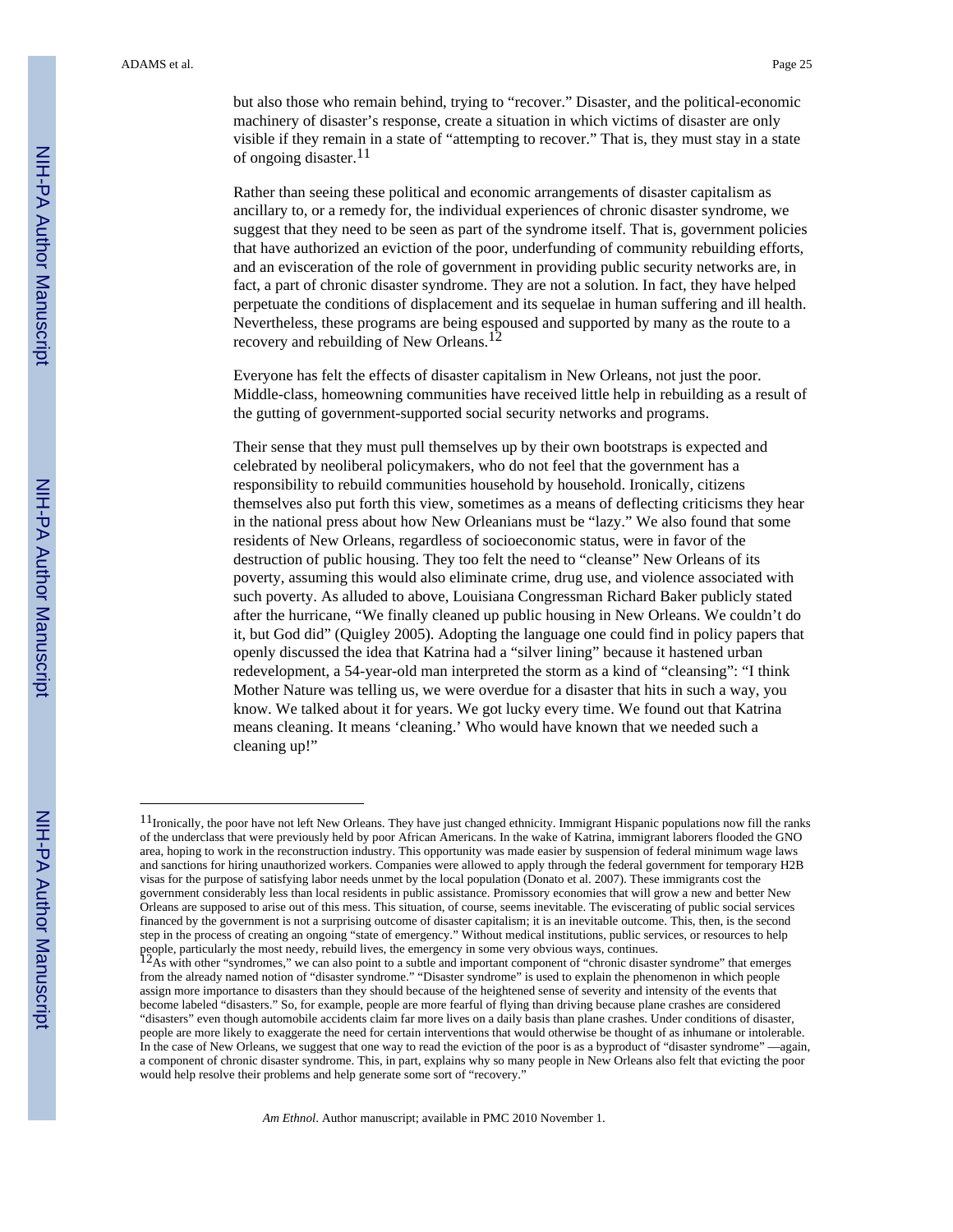but also those who remain behind, trying to "recover." Disaster, and the political-economic machinery of disaster's response, create a situation in which victims of disaster are only visible if they remain in a state of "attempting to recover." That is, they must stay in a state of ongoing disaster.[11]

Rather than seeing these political and economic arrangements of disaster capitalism as ancillary to, or a remedy for, the individual experiences of chronic disaster syndrome, we suggest that they need to be seen as part of the syndrome itself. That is, government policies that have authorized an eviction of the poor, underfunding of community rebuilding efforts, and an evisceration of the role of government in providing public security networks are, in fact, a part of chronic disaster syndrome. They are not a solution. In fact, they have helped perpetuate the conditions of displacement and its sequelae in human suffering and ill health. Nevertheless, these programs are being espoused and supported by many as the route to a recovery and rebuilding of New Orleans.[12]

Everyone has felt the effects of disaster capitalism in New Orleans, not just the poor. Middle-class, homeowning communities have received little help in rebuilding as a result of the gutting of government-supported social security networks and programs.

Their sense that they must pull themselves up by their own bootstraps is expected and celebrated by neoliberal policymakers, who do not feel that the government has a responsibility to rebuild communities household by household. Ironically, citizens themselves also put forth this view, sometimes as a means of deflecting criticisms they hear in the national press about how New Orleanians must be "lazy." We also found that some residents of New Orleans, regardless of socioeconomic status, were in favor of the destruction of public housing. They too felt the need to "cleanse" New Orleans of its poverty, assuming this would also eliminate crime, drug use, and violence associated with such poverty. As alluded to above, Louisiana Congressman Richard Baker publicly stated after the hurricane, "We finally cleaned up public housing in New Orleans. We couldn't do it, but God did" (Quigley 2005). Adopting the language one could find in policy papers that openly discussed the idea that Katrina had a "silver lining" because it hastened urban redevelopment, a 54-year-old man interpreted the storm as a kind of "cleansing": "I think Mother Nature was telling us, we were overdue for a disaster that hits in such a way, you know. We talked about it for years. We got lucky every time. We found out that Katrina means cleaning. It means 'cleaning.' Who would have known that we needed such a cleaning up!"

---

[11]Ironically, the poor have not left New Orleans. They have just changed ethnicity. Immigrant Hispanic populations now fill the ranks of the underclass that were previously held by poor African Americans. In the wake of Katrina, immigrant laborers flooded the GNO area, hoping to work in the reconstruction industry. This opportunity was made easier by suspension of federal minimum wage laws and sanctions for hiring unauthorized workers. Companies were allowed to apply through the federal government for temporary H2B visas for the purpose of satisfying labor needs unmet by the local population (Donato et al. 2007). These immigrants cost the government considerably less than local residents in public assistance. Promissory economies that will grow a new and better New Orleans are supposed to arise out of this mess. This situation, of course, seems inevitable. The eviscerating of public social services financed by the government is not a surprising outcome of disaster capitalism; it is an inevitable outcome. This, then, is the second step in the process of creating an ongoing "state of emergency." Without medical institutions, public services, or resources to help people, particularly the most needy, rebuild lives, the emergency in some very obvious ways, continues.

[12]As with other "syndromes," we can also point to a subtle and important component of "chronic disaster syndrome" that emerges from the already named notion of "disaster syndrome." "Disaster syndrome" is used to explain the phenomenon in which people assign more importance to disasters than they should because of the heightened sense of severity and intensity of the events that become labeled "disasters." So, for example, people are more fearful of flying than driving because plane crashes are considered "disasters" even though automobile accidents claim far more lives on a daily basis than plane crashes. Under conditions of disaster, people are more likely to exaggerate the need for certain interventions that would otherwise be thought of as inhumane or intolerable. In the case of New Orleans, we suggest that one way to read the eviction of the poor is as a byproduct of "disaster syndrome" —again, a component of chronic disaster syndrome. This, in part, explains why so many people in New Orleans also felt that evicting the poor would help resolve their problems and help generate some sort of "recovery."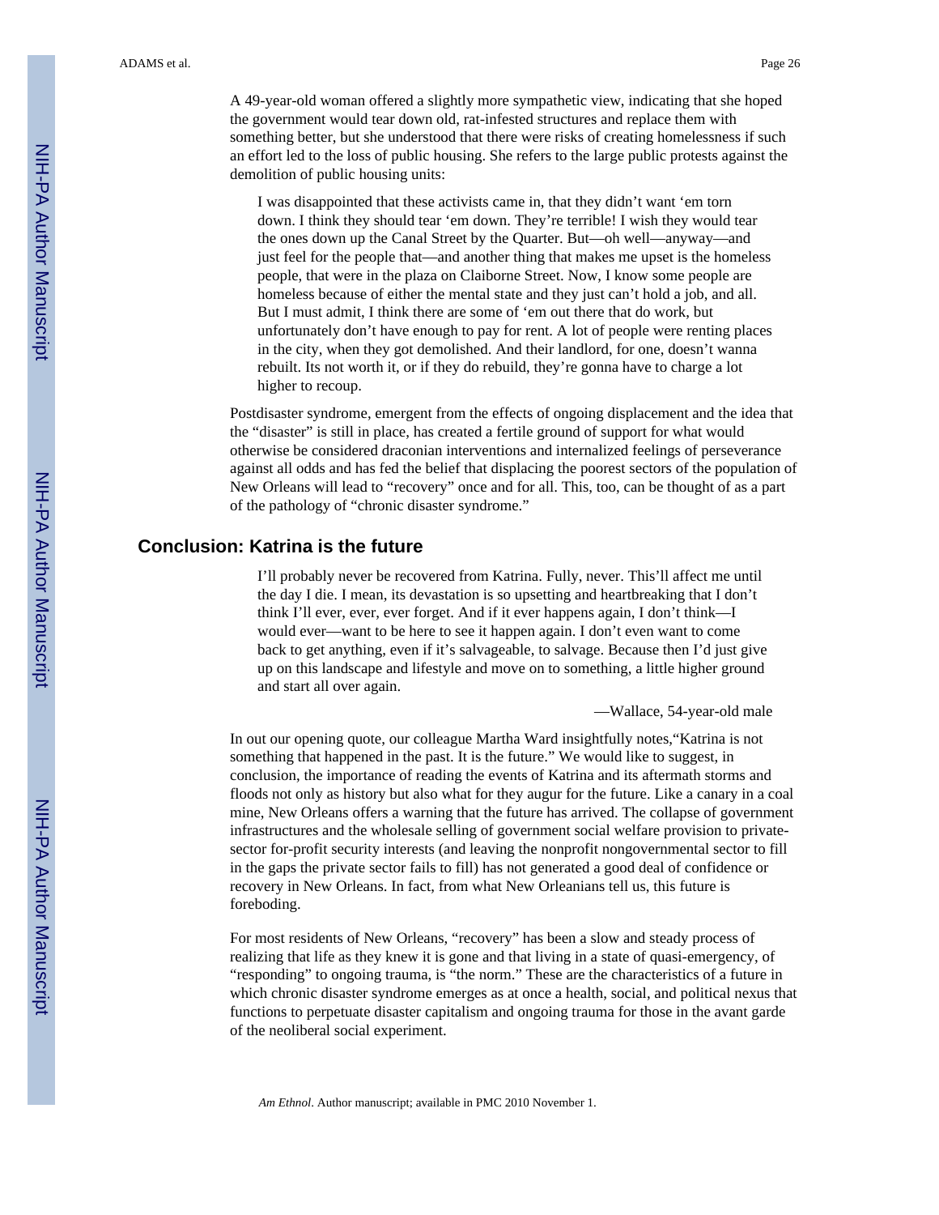A 49-year-old woman offered a slightly more sympathetic view, indicating that she hoped the government would tear down old, rat-infested structures and replace them with something better, but she understood that there were risks of creating homelessness if such an effort led to the loss of public housing. She refers to the large public protests against the demolition of public housing units:

> I was disappointed that these activists came in, that they didn't want 'em torn down. I think they should tear 'em down. They're terrible! I wish they would tear the ones down up the Canal Street by the Quarter. But—oh well—anyway—and just feel for the people that—and another thing that makes me upset is the homeless people, that were in the plaza on Claiborne Street. Now, I know some people are homeless because of either the mental state and they just can't hold a job, and all. But I must admit, I think there are some of 'em out there that do work, but unfortunately don't have enough to pay for rent. A lot of people were renting places in the city, when they got demolished. And their landlord, for one, doesn't wanna rebuilt. Its not worth it, or if they do rebuild, they're gonna have to charge a lot higher to recoup.

Postdisaster syndrome, emergent from the effects of ongoing displacement and the idea that the "disaster" is still in place, has created a fertile ground of support for what would otherwise be considered draconian interventions and internalized feelings of perseverance against all odds and has fed the belief that displacing the poorest sectors of the population of New Orleans will lead to "recovery" once and for all. This, too, can be thought of as a part of the pathology of "chronic disaster syndrome."

## Conclusion: Katrina is the future

> I'll probably never be recovered from Katrina. Fully, never. This'll affect me until the day I die. I mean, its devastation is so upsetting and heartbreaking that I don't think I'll ever, ever, ever forget. And if it ever happens again, I don't think—I would ever—want to be here to see it happen again. I don't even want to come back to get anything, even if it's salvageable, to salvage. Because then I'd just give up on this landscape and lifestyle and move on to something, a little higher ground and start all over again.
>
> —Wallace, 54-year-old male

In out our opening quote, our colleague Martha Ward insightfully notes,"Katrina is not something that happened in the past. It is the future." We would like to suggest, in conclusion, the importance of reading the events of Katrina and its aftermath storms and floods not only as history but also what for they augur for the future. Like a canary in a coal mine, New Orleans offers a warning that the future has arrived. The collapse of government infrastructures and the wholesale selling of government social welfare provision to private-sector for-profit security interests (and leaving the nonprofit nongovernmental sector to fill in the gaps the private sector fails to fill) has not generated a good deal of confidence or recovery in New Orleans. In fact, from what New Orleanians tell us, this future is foreboding.

For most residents of New Orleans, "recovery" has been a slow and steady process of realizing that life as they knew it is gone and that living in a state of quasi-emergency, of "responding" to ongoing trauma, is "the norm." These are the characteristics of a future in which chronic disaster syndrome emerges as at once a health, social, and political nexus that functions to perpetuate disaster capitalism and ongoing trauma for those in the avant garde of the neoliberal social experiment.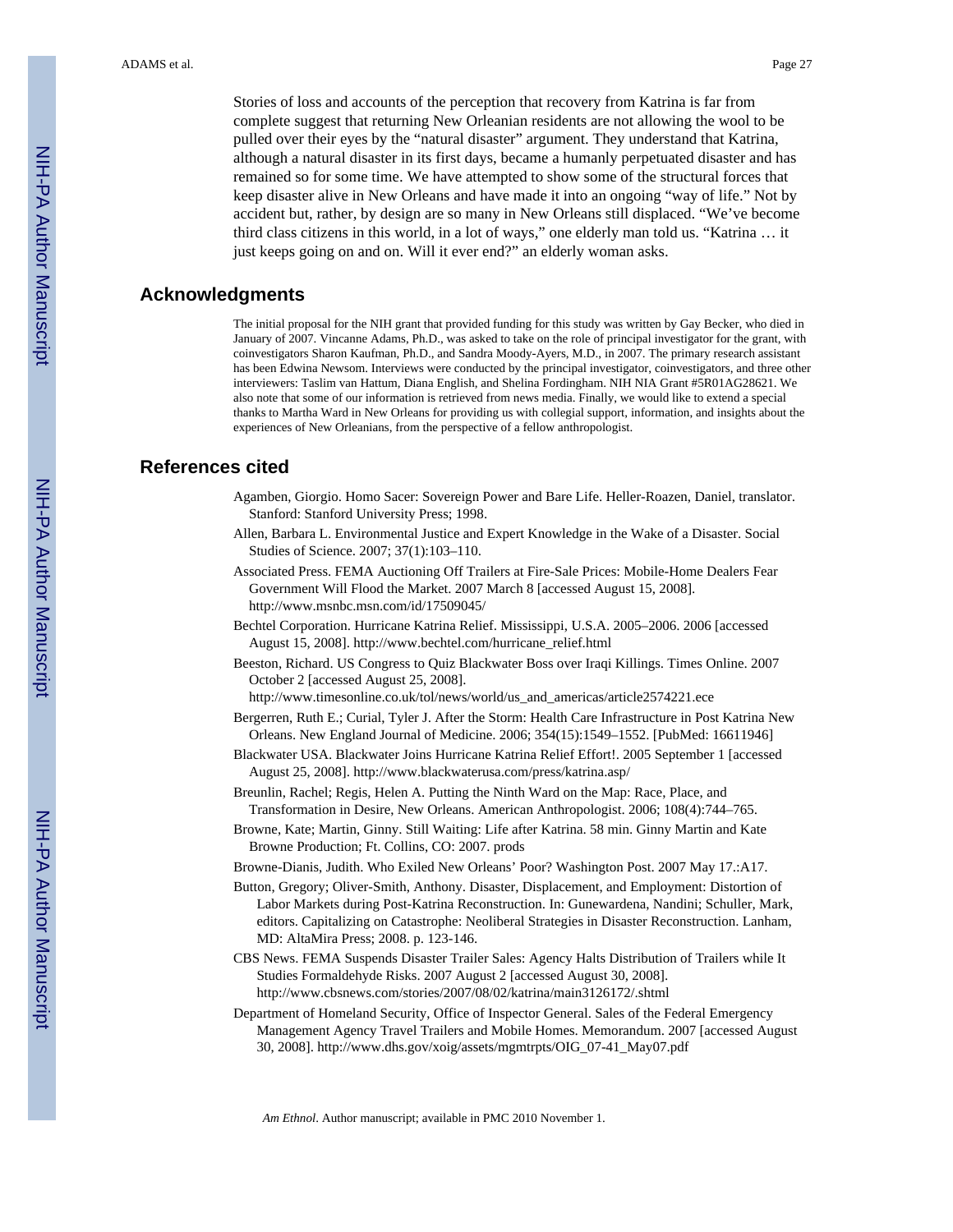Stories of loss and accounts of the perception that recovery from Katrina is far from complete suggest that returning New Orleanian residents are not allowing the wool to be pulled over their eyes by the "natural disaster" argument. They understand that Katrina, although a natural disaster in its first days, became a humanly perpetuated disaster and has remained so for some time. We have attempted to show some of the structural forces that keep disaster alive in New Orleans and have made it into an ongoing "way of life." Not by accident but, rather, by design are so many in New Orleans still displaced. "We've become third class citizens in this world, in a lot of ways," one elderly man told us. "Katrina … it just keeps going on and on. Will it ever end?" an elderly woman asks.

## Acknowledgments

The initial proposal for the NIH grant that provided funding for this study was written by Gay Becker, who died in January of 2007. Vincanne Adams, Ph.D., was asked to take on the role of principal investigator for the grant, with coinvestigators Sharon Kaufman, Ph.D., and Sandra Moody-Ayers, M.D., in 2007. The primary research assistant has been Edwina Newsom. Interviews were conducted by the principal investigator, coinvestigators, and three other interviewers: Taslim van Hattum, Diana English, and Shelina Fordingham. NIH NIA Grant #5R01AG28621. We also note that some of our information is retrieved from news media. Finally, we would like to extend a special thanks to Martha Ward in New Orleans for providing us with collegial support, information, and insights about the experiences of New Orleanians, from the perspective of a fellow anthropologist.

## References cited

Agamben, Giorgio. Homo Sacer: Sovereign Power and Bare Life. Heller-Roazen, Daniel, translator. Stanford: Stanford University Press; 1998.

Allen, Barbara L. Environmental Justice and Expert Knowledge in the Wake of a Disaster. Social Studies of Science. 2007; 37(1):103–110.

Associated Press. FEMA Auctioning Off Trailers at Fire-Sale Prices: Mobile-Home Dealers Fear Government Will Flood the Market. 2007 March 8 [accessed August 15, 2008]. http://www.msnbc.msn.com/id/17509045/

Bechtel Corporation. Hurricane Katrina Relief. Mississippi, U.S.A. 2005–2006. 2006 [accessed August 15, 2008]. http://www.bechtel.com/hurricane_relief.html

Beeston, Richard. US Congress to Quiz Blackwater Boss over Iraqi Killings. Times Online. 2007 October 2 [accessed August 25, 2008]. http://www.timesonline.co.uk/tol/news/world/us_and_americas/article2574221.ece

Bergerren, Ruth E.; Curial, Tyler J. After the Storm: Health Care Infrastructure in Post Katrina New Orleans. New England Journal of Medicine. 2006; 354(15):1549–1552. [PubMed: 16611946]

Blackwater USA. Blackwater Joins Hurricane Katrina Relief Effort!. 2005 September 1 [accessed August 25, 2008]. http://www.blackwaterusa.com/press/katrina.asp/

Breunlin, Rachel; Regis, Helen A. Putting the Ninth Ward on the Map: Race, Place, and Transformation in Desire, New Orleans. American Anthropologist. 2006; 108(4):744–765.

Browne, Kate; Martin, Ginny. Still Waiting: Life after Katrina. 58 min. Ginny Martin and Kate Browne Production; Ft. Collins, CO: 2007. prods

Browne-Dianis, Judith. Who Exiled New Orleans' Poor? Washington Post. 2007 May 17.:A17.

Button, Gregory; Oliver-Smith, Anthony. Disaster, Displacement, and Employment: Distortion of Labor Markets during Post-Katrina Reconstruction. In: Gunewardena, Nandini; Schuller, Mark, editors. Capitalizing on Catastrophe: Neoliberal Strategies in Disaster Reconstruction. Lanham, MD: AltaMira Press; 2008. p. 123-146.

CBS News. FEMA Suspends Disaster Trailer Sales: Agency Halts Distribution of Trailers while It Studies Formaldehyde Risks. 2007 August 2 [accessed August 30, 2008]. http://www.cbsnews.com/stories/2007/08/02/katrina/main3126172/.shtml

Department of Homeland Security, Office of Inspector General. Sales of the Federal Emergency Management Agency Travel Trailers and Mobile Homes. Memorandum. 2007 [accessed August 30, 2008]. http://www.dhs.gov/xoig/assets/mgmtrpts/OIG_07-41_May07.pdf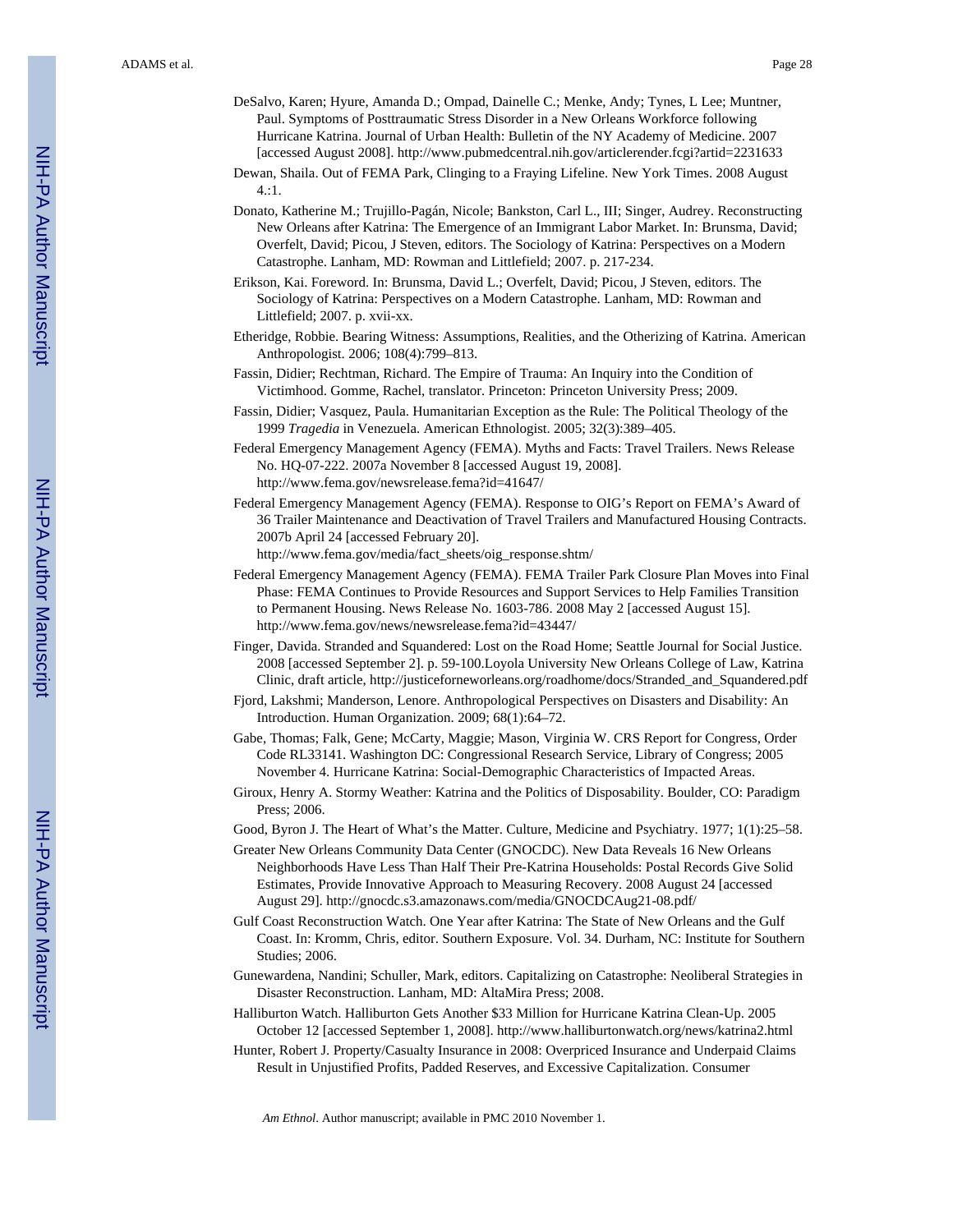DeSalvo, Karen; Hyure, Amanda D.; Ompad, Dainelle C.; Menke, Andy; Tynes, L Lee; Muntner, Paul. Symptoms of Posttraumatic Stress Disorder in a New Orleans Workforce following Hurricane Katrina. Journal of Urban Health: Bulletin of the NY Academy of Medicine. 2007 [accessed August 2008]. http://www.pubmedcentral.nih.gov/articlerender.fcgi?artid=2231633

Dewan, Shaila. Out of FEMA Park, Clinging to a Fraying Lifeline. New York Times. 2008 August 4.:1.

Donato, Katherine M.; Trujillo-Pagán, Nicole; Bankston, Carl L., III; Singer, Audrey. Reconstructing New Orleans after Katrina: The Emergence of an Immigrant Labor Market. In: Brunsma, David; Overfelt, David; Picou, J Steven, editors. The Sociology of Katrina: Perspectives on a Modern Catastrophe. Lanham, MD: Rowman and Littlefield; 2007. p. 217-234.

Erikson, Kai. Foreword. In: Brunsma, David L.; Overfelt, David; Picou, J Steven, editors. The Sociology of Katrina: Perspectives on a Modern Catastrophe. Lanham, MD: Rowman and Littlefield; 2007. p. xvii-xx.

Etheridge, Robbie. Bearing Witness: Assumptions, Realities, and the Otherizing of Katrina. American Anthropologist. 2006; 108(4):799–813.

Fassin, Didier; Rechtman, Richard. The Empire of Trauma: An Inquiry into the Condition of Victimhood. Gomme, Rachel, translator. Princeton: Princeton University Press; 2009.

Fassin, Didier; Vasquez, Paula. Humanitarian Exception as the Rule: The Political Theology of the 1999 *Tragedia* in Venezuela. American Ethnologist. 2005; 32(3):389–405.

Federal Emergency Management Agency (FEMA). Myths and Facts: Travel Trailers. News Release No. HQ-07-222. 2007a November 8 [accessed August 19, 2008]. http://www.fema.gov/newsrelease.fema?id=41647/

Federal Emergency Management Agency (FEMA). Response to OIG's Report on FEMA's Award of 36 Trailer Maintenance and Deactivation of Travel Trailers and Manufactured Housing Contracts. 2007b April 24 [accessed February 20]. http://www.fema.gov/media/fact_sheets/oig_response.shtm/

Federal Emergency Management Agency (FEMA). FEMA Trailer Park Closure Plan Moves into Final Phase: FEMA Continues to Provide Resources and Support Services to Help Families Transition to Permanent Housing. News Release No. 1603-786. 2008 May 2 [accessed August 15]. http://www.fema.gov/news/newsrelease.fema?id=43447/

Finger, Davida. Stranded and Squandered: Lost on the Road Home; Seattle Journal for Social Justice. 2008 [accessed September 2]. p. 59-100.Loyola University New Orleans College of Law, Katrina Clinic, draft article, http://justiceforneworleans.org/roadhome/docs/Stranded_and_Squandered.pdf

Fjord, Lakshmi; Manderson, Lenore. Anthropological Perspectives on Disasters and Disability: An Introduction. Human Organization. 2009; 68(1):64–72.

Gabe, Thomas; Falk, Gene; McCarty, Maggie; Mason, Virginia W. CRS Report for Congress, Order Code RL33141. Washington DC: Congressional Research Service, Library of Congress; 2005 November 4. Hurricane Katrina: Social-Demographic Characteristics of Impacted Areas.

Giroux, Henry A. Stormy Weather: Katrina and the Politics of Disposability. Boulder, CO: Paradigm Press; 2006.

Good, Byron J. The Heart of What's the Matter. Culture, Medicine and Psychiatry. 1977; 1(1):25–58.

Greater New Orleans Community Data Center (GNOCDC). New Data Reveals 16 New Orleans Neighborhoods Have Less Than Half Their Pre-Katrina Households: Postal Records Give Solid Estimates, Provide Innovative Approach to Measuring Recovery. 2008 August 24 [accessed August 29]. http://gnocdc.s3.amazonaws.com/media/GNOCDCAug21-08.pdf/

Gulf Coast Reconstruction Watch. One Year after Katrina: The State of New Orleans and the Gulf Coast. In: Kromm, Chris, editor. Southern Exposure. Vol. 34. Durham, NC: Institute for Southern Studies; 2006.

Gunewardena, Nandini; Schuller, Mark, editors. Capitalizing on Catastrophe: Neoliberal Strategies in Disaster Reconstruction. Lanham, MD: AltaMira Press; 2008.

Halliburton Watch. Halliburton Gets Another $33 Million for Hurricane Katrina Clean-Up. 2005 October 12 [accessed September 1, 2008]. http://www.halliburtonwatch.org/news/katrina2.html

Hunter, Robert J. Property/Casualty Insurance in 2008: Overpriced Insurance and Underpaid Claims Result in Unjustified Profits, Padded Reserves, and Excessive Capitalization. Consumer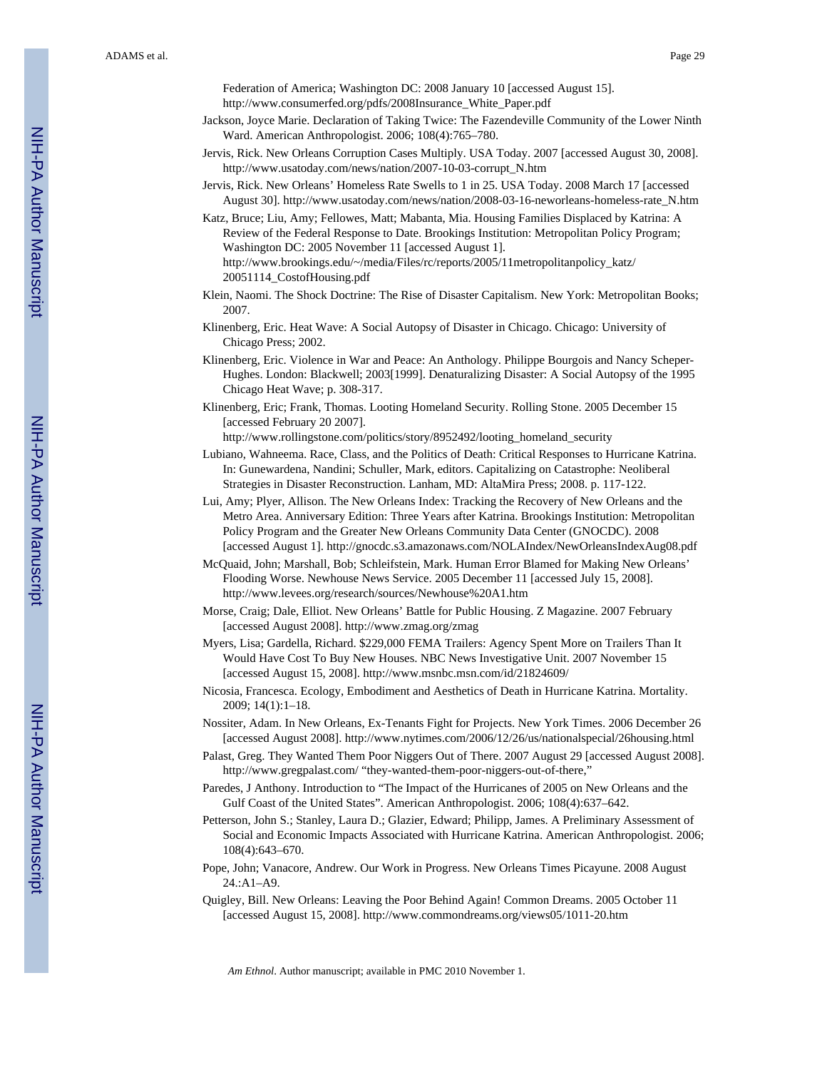Federation of America; Washington DC: 2008 January 10 [accessed August 15]. http://www.consumerfed.org/pdfs/2008Insurance_White_Paper.pdf

Jackson, Joyce Marie. Declaration of Taking Twice: The Fazendeville Community of the Lower Ninth Ward. American Anthropologist. 2006; 108(4):765–780.

Jervis, Rick. New Orleans Corruption Cases Multiply. USA Today. 2007 [accessed August 30, 2008]. http://www.usatoday.com/news/nation/2007-10-03-corrupt_N.htm

Jervis, Rick. New Orleans' Homeless Rate Swells to 1 in 25. USA Today. 2008 March 17 [accessed August 30]. http://www.usatoday.com/news/nation/2008-03-16-neworleans-homeless-rate_N.htm

Katz, Bruce; Liu, Amy; Fellowes, Matt; Mabanta, Mia. Housing Families Displaced by Katrina: A Review of the Federal Response to Date. Brookings Institution: Metropolitan Policy Program; Washington DC: 2005 November 11 [accessed August 1]. http://www.brookings.edu/~/media/Files/rc/reports/2005/11metropolitanpolicy_katz/20051114_CostofHousing.pdf

Klein, Naomi. The Shock Doctrine: The Rise of Disaster Capitalism. New York: Metropolitan Books; 2007.

Klinenberg, Eric. Heat Wave: A Social Autopsy of Disaster in Chicago. Chicago: University of Chicago Press; 2002.

Klinenberg, Eric. Violence in War and Peace: An Anthology. Philippe Bourgois and Nancy Scheper-Hughes. London: Blackwell; 2003[1999]. Denaturalizing Disaster: A Social Autopsy of the 1995 Chicago Heat Wave; p. 308-317.

Klinenberg, Eric; Frank, Thomas. Looting Homeland Security. Rolling Stone. 2005 December 15 [accessed February 20 2007]. http://www.rollingstone.com/politics/story/8952492/looting_homeland_security

Lubiano, Wahneema. Race, Class, and the Politics of Death: Critical Responses to Hurricane Katrina. In: Gunewardena, Nandini; Schuller, Mark, editors. Capitalizing on Catastrophe: Neoliberal Strategies in Disaster Reconstruction. Lanham, MD: AltaMira Press; 2008. p. 117-122.

Lui, Amy; Plyer, Allison. The New Orleans Index: Tracking the Recovery of New Orleans and the Metro Area. Anniversary Edition: Three Years after Katrina. Brookings Institution: Metropolitan Policy Program and the Greater New Orleans Community Data Center (GNOCDC). 2008 [accessed August 1]. http://gnocdc.s3.amazonaws.com/NOLAIndex/NewOrleansIndexAug08.pdf

McQuaid, John; Marshall, Bob; Schleifstein, Mark. Human Error Blamed for Making New Orleans' Flooding Worse. Newhouse News Service. 2005 December 11 [accessed July 15, 2008]. http://www.levees.org/research/sources/Newhouse%20A1.htm

Morse, Craig; Dale, Elliot. New Orleans' Battle for Public Housing. Z Magazine. 2007 February [accessed August 2008]. http://www.zmag.org/zmag

Myers, Lisa; Gardella, Richard. $229,000 FEMA Trailers: Agency Spent More on Trailers Than It Would Have Cost To Buy New Houses. NBC News Investigative Unit. 2007 November 15 [accessed August 15, 2008]. http://www.msnbc.msn.com/id/21824609/

Nicosia, Francesca. Ecology, Embodiment and Aesthetics of Death in Hurricane Katrina. Mortality. 2009; 14(1):1–18.

Nossiter, Adam. In New Orleans, Ex-Tenants Fight for Projects. New York Times. 2006 December 26 [accessed August 2008]. http://www.nytimes.com/2006/12/26/us/nationalspecial/26housing.html

Palast, Greg. They Wanted Them Poor Niggers Out of There. 2007 August 29 [accessed August 2008]. http://www.gregpalast.com/ "they-wanted-them-poor-niggers-out-of-there,"

Paredes, J Anthony. Introduction to "The Impact of the Hurricanes of 2005 on New Orleans and the Gulf Coast of the United States". American Anthropologist. 2006; 108(4):637–642.

Petterson, John S.; Stanley, Laura D.; Glazier, Edward; Philipp, James. A Preliminary Assessment of Social and Economic Impacts Associated with Hurricane Katrina. American Anthropologist. 2006; 108(4):643–670.

Pope, John; Vanacore, Andrew. Our Work in Progress. New Orleans Times Picayune. 2008 August 24.:A1–A9.

Quigley, Bill. New Orleans: Leaving the Poor Behind Again! Common Dreams. 2005 October 11 [accessed August 15, 2008]. http://www.commondreams.org/views05/1011-20.htm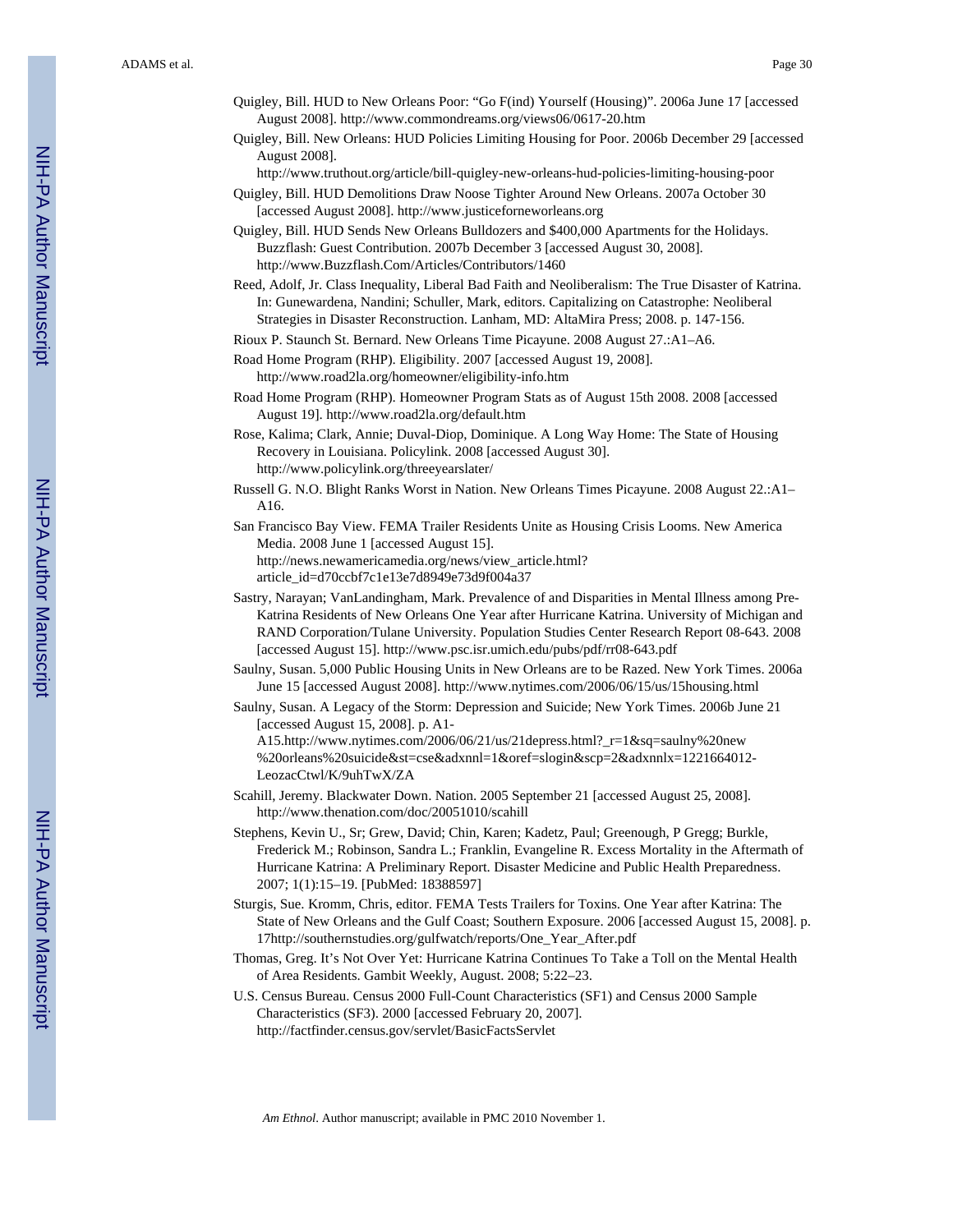Quigley, Bill. HUD to New Orleans Poor: “Go F(ind) Yourself (Housing)”. 2006a June 17 [accessed August 2008]. http://www.commondreams.org/views06/0617-20.htm

Quigley, Bill. New Orleans: HUD Policies Limiting Housing for Poor. 2006b December 29 [accessed August 2008]. http://www.truthout.org/article/bill-quigley-new-orleans-hud-policies-limiting-housing-poor

Quigley, Bill. HUD Demolitions Draw Noose Tighter Around New Orleans. 2007a October 30 [accessed August 2008]. http://www.justiceforneworleans.org

Quigley, Bill. HUD Sends New Orleans Bulldozers and $400,000 Apartments for the Holidays. Buzzflash: Guest Contribution. 2007b December 3 [accessed August 30, 2008]. http://www.Buzzflash.Com/Articles/Contributors/1460

Reed, Adolf, Jr. Class Inequality, Liberal Bad Faith and Neoliberalism: The True Disaster of Katrina. In: Gunewardena, Nandini; Schuller, Mark, editors. Capitalizing on Catastrophe: Neoliberal Strategies in Disaster Reconstruction. Lanham, MD: AltaMira Press; 2008. p. 147-156.

Rioux P. Staunch St. Bernard. New Orleans Time Picayune. 2008 August 27.:A1–A6.

Road Home Program (RHP). Eligibility. 2007 [accessed August 19, 2008]. http://www.road2la.org/homeowner/eligibility-info.htm

Road Home Program (RHP). Homeowner Program Stats as of August 15th 2008. 2008 [accessed August 19]. http://www.road2la.org/default.htm

Rose, Kalima; Clark, Annie; Duval-Diop, Dominique. A Long Way Home: The State of Housing Recovery in Louisiana. Policylink. 2008 [accessed August 30]. http://www.policylink.org/threeyearslater/

Russell G. N.O. Blight Ranks Worst in Nation. New Orleans Times Picayune. 2008 August 22.:A1–A16.

San Francisco Bay View. FEMA Trailer Residents Unite as Housing Crisis Looms. New America Media. 2008 June 1 [accessed August 15]. http://news.newamericamedia.org/news/view_article.html?article_id=d70ccbf7c1e13e7d8949e73d9f004a37

Sastry, Narayan; VanLandingham, Mark. Prevalence of and Disparities in Mental Illness among Pre-Katrina Residents of New Orleans One Year after Hurricane Katrina. University of Michigan and RAND Corporation/Tulane University. Population Studies Center Research Report 08-643. 2008 [accessed August 15]. http://www.psc.isr.umich.edu/pubs/pdf/rr08-643.pdf

Saulny, Susan. 5,000 Public Housing Units in New Orleans are to be Razed. New York Times. 2006a June 15 [accessed August 2008]. http://www.nytimes.com/2006/06/15/us/15housing.html

Saulny, Susan. A Legacy of the Storm: Depression and Suicide; New York Times. 2006b June 21 [accessed August 15, 2008]. p. A1-A15.http://www.nytimes.com/2006/06/21/us/21depress.html?_r=1&sq=saulny%20new%20orleans%20suicide&st=cse&adxnnl=1&oref=slogin&scp=2&adxnnlx=1221664012-LeozacCtwl/K/9uhTwX/ZA

Scahill, Jeremy. Blackwater Down. Nation. 2005 September 21 [accessed August 25, 2008]. http://www.thenation.com/doc/20051010/scahill

Stephens, Kevin U., Sr; Grew, David; Chin, Karen; Kadetz, Paul; Greenough, P Gregg; Burkle, Frederick M.; Robinson, Sandra L.; Franklin, Evangeline R. Excess Mortality in the Aftermath of Hurricane Katrina: A Preliminary Report. Disaster Medicine and Public Health Preparedness. 2007; 1(1):15–19. [PubMed: 18388597]

Sturgis, Sue. Kromm, Chris, editor. FEMA Tests Trailers for Toxins. One Year after Katrina: The State of New Orleans and the Gulf Coast; Southern Exposure. 2006 [accessed August 15, 2008]. p. 17http://southernstudies.org/gulfwatch/reports/One_Year_After.pdf

Thomas, Greg. It’s Not Over Yet: Hurricane Katrina Continues To Take a Toll on the Mental Health of Area Residents. Gambit Weekly, August. 2008; 5:22–23.

U.S. Census Bureau. Census 2000 Full-Count Characteristics (SF1) and Census 2000 Sample Characteristics (SF3). 2000 [accessed February 20, 2007]. http://factfinder.census.gov/servlet/BasicFactsServlet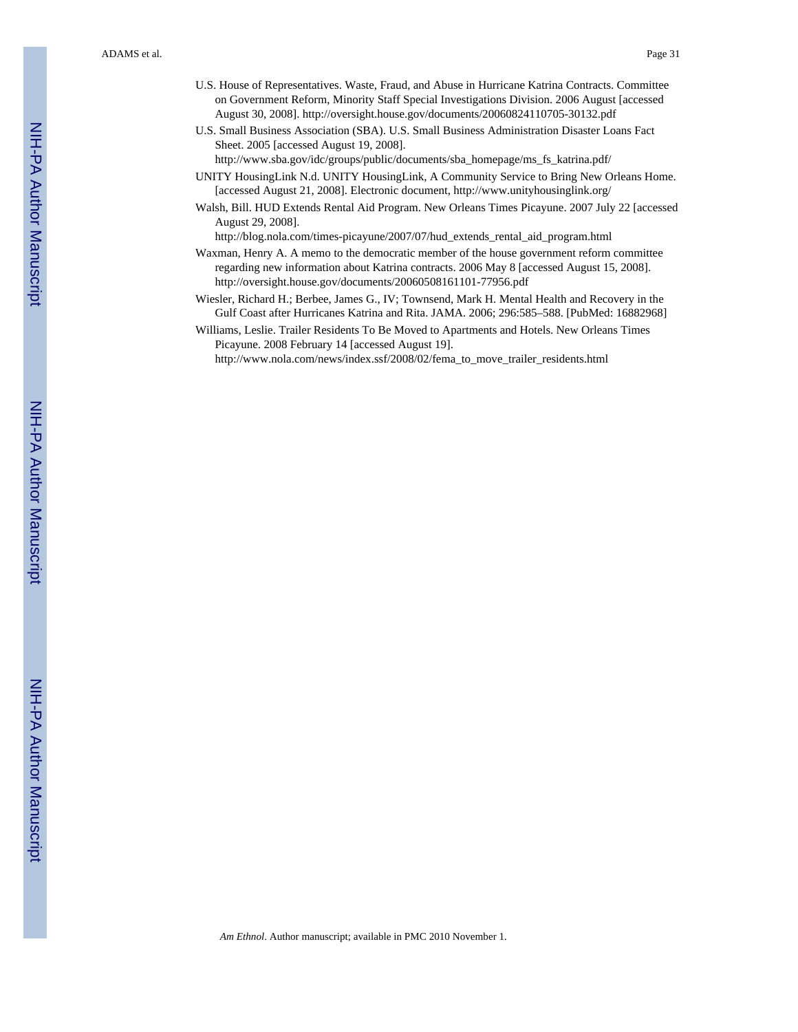U.S. House of Representatives. Waste, Fraud, and Abuse in Hurricane Katrina Contracts. Committee on Government Reform, Minority Staff Special Investigations Division. 2006 August [accessed August 30, 2008]. http://oversight.house.gov/documents/20060824110705-30132.pdf

U.S. Small Business Association (SBA). U.S. Small Business Administration Disaster Loans Fact Sheet. 2005 [accessed August 19, 2008]. http://www.sba.gov/idc/groups/public/documents/sba_homepage/ms_fs_katrina.pdf/

UNITY HousingLink N.d. UNITY HousingLink, A Community Service to Bring New Orleans Home. [accessed August 21, 2008]. Electronic document, http://www.unityhousinglink.org/

Walsh, Bill. HUD Extends Rental Aid Program. New Orleans Times Picayune. 2007 July 22 [accessed August 29, 2008]. http://blog.nola.com/times-picayune/2007/07/hud_extends_rental_aid_program.html

Waxman, Henry A. A memo to the democratic member of the house government reform committee regarding new information about Katrina contracts. 2006 May 8 [accessed August 15, 2008]. http://oversight.house.gov/documents/20060508161101-77956.pdf

Wiesler, Richard H.; Berbee, James G., IV; Townsend, Mark H. Mental Health and Recovery in the Gulf Coast after Hurricanes Katrina and Rita. JAMA. 2006; 296:585–588. [PubMed: 16882968]

Williams, Leslie. Trailer Residents To Be Moved to Apartments and Hotels. New Orleans Times Picayune. 2008 February 14 [accessed August 19]. http://www.nola.com/news/index.ssf/2008/02/fema_to_move_trailer_residents.html